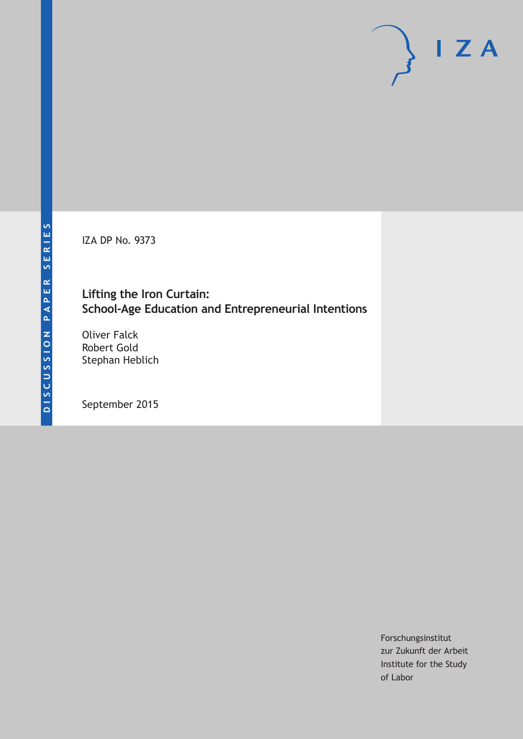IZA DP No. 9373

# Lifting the Iron Curtain: School-Age Education and Entrepreneurial Intentions

Oliver Falck
Robert Gold
Stephan Heblich

September 2015

Forschungsinstitut
zur Zukunft der Arbeit
Institute for the Study
of Labor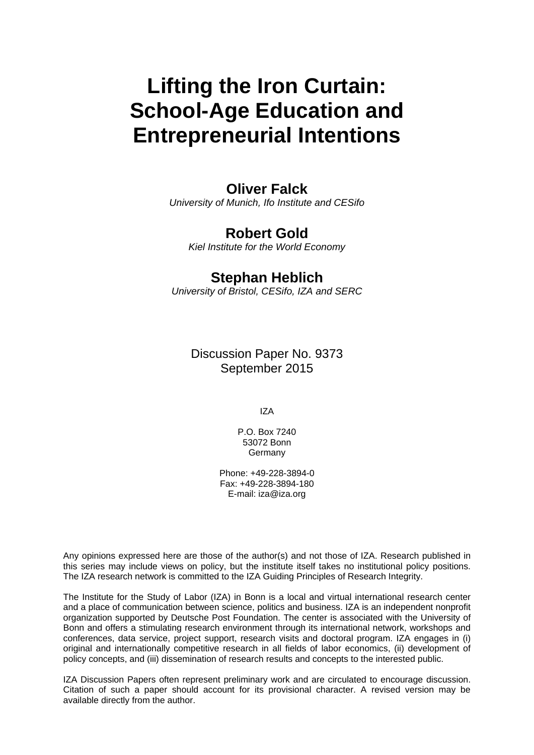# Lifting the Iron Curtain: School-Age Education and Entrepreneurial Intentions

**Oliver Falck**
*University of Munich, Ifo Institute and CESifo*

**Robert Gold**
*Kiel Institute for the World Economy*

**Stephan Heblich**
*University of Bristol, CESifo, IZA and SERC*

Discussion Paper No. 9373
September 2015

IZA

P.O. Box 7240
53072 Bonn
Germany

Phone: +49-228-3894-0
Fax: +49-228-3894-180
E-mail: iza@iza.org

Any opinions expressed here are those of the author(s) and not those of IZA. Research published in this series may include views on policy, but the institute itself takes no institutional policy positions. The IZA research network is committed to the IZA Guiding Principles of Research Integrity.

The Institute for the Study of Labor (IZA) in Bonn is a local and virtual international research center and a place of communication between science, politics and business. IZA is an independent nonprofit organization supported by Deutsche Post Foundation. The center is associated with the University of Bonn and offers a stimulating research environment through its international network, workshops and conferences, data service, project support, research visits and doctoral program. IZA engages in (i) original and internationally competitive research in all fields of labor economics, (ii) development of policy concepts, and (iii) dissemination of research results and concepts to the interested public.

IZA Discussion Papers often represent preliminary work and are circulated to encourage discussion. Citation of such a paper should account for its provisional character. A revised version may be available directly from the author.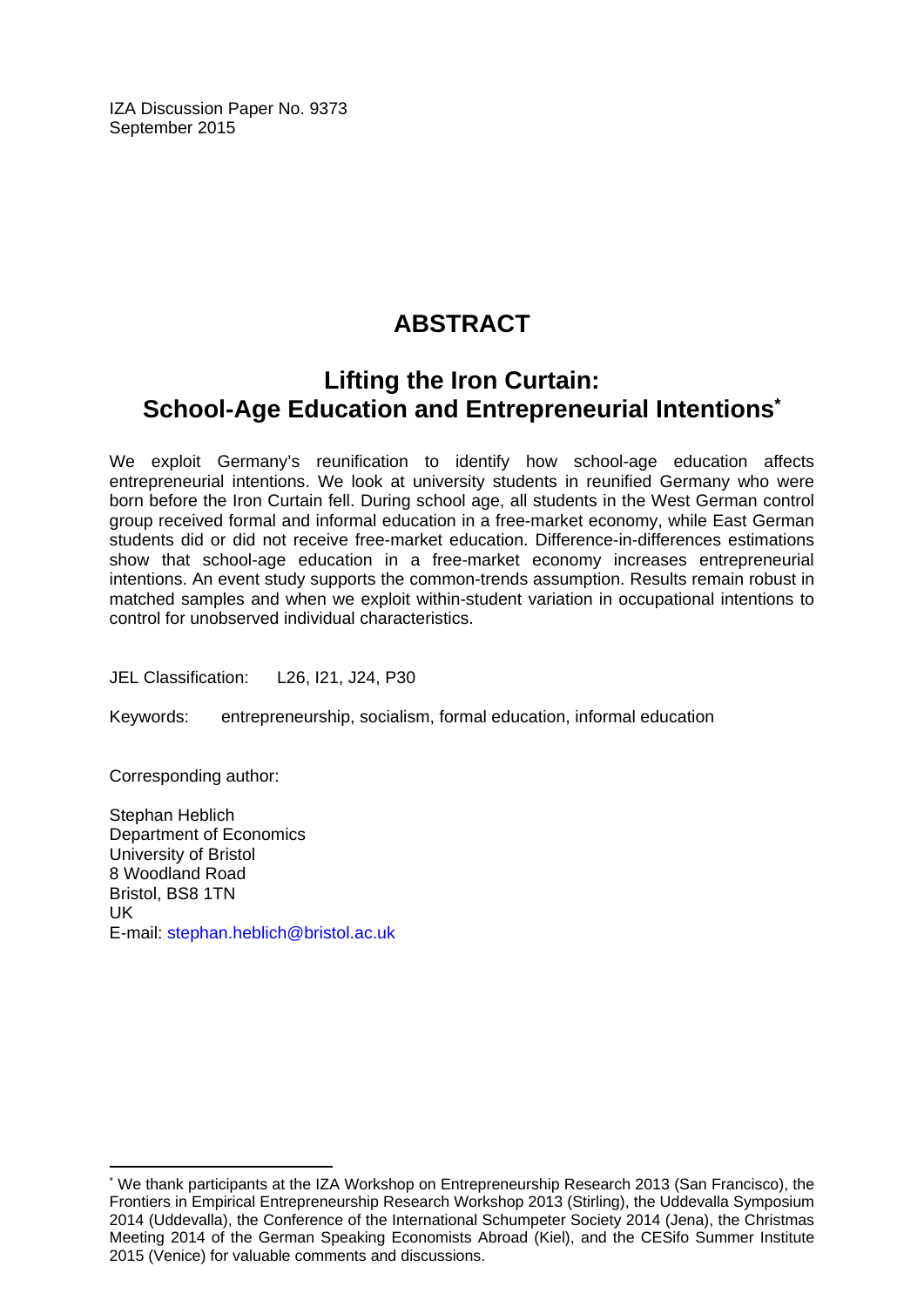IZA Discussion Paper No. 9373
September 2015

# ABSTRACT

## Lifting the Iron Curtain: School-Age Education and Entrepreneurial Intentions*

We exploit Germany's reunification to identify how school-age education affects entrepreneurial intentions. We look at university students in reunified Germany who were born before the Iron Curtain fell. During school age, all students in the West German control group received formal and informal education in a free-market economy, while East German students did or did not receive free-market education. Difference-in-differences estimations show that school-age education in a free-market economy increases entrepreneurial intentions. An event study supports the common-trends assumption. Results remain robust in matched samples and when we exploit within-student variation in occupational intentions to control for unobserved individual characteristics.

JEL Classification: L26, I21, J24, P30

Keywords: entrepreneurship, socialism, formal education, informal education

Corresponding author:

Stephan Heblich
Department of Economics
University of Bristol
8 Woodland Road
Bristol, BS8 1TN
UK
E-mail: stephan.heblich@bristol.ac.uk

---

* We thank participants at the IZA Workshop on Entrepreneurship Research 2013 (San Francisco), the Frontiers in Empirical Entrepreneurship Research Workshop 2013 (Stirling), the Uddevalla Symposium 2014 (Uddevalla), the Conference of the International Schumpeter Society 2014 (Jena), the Christmas Meeting 2014 of the German Speaking Economists Abroad (Kiel), and the CESifo Summer Institute 2015 (Venice) for valuable comments and discussions.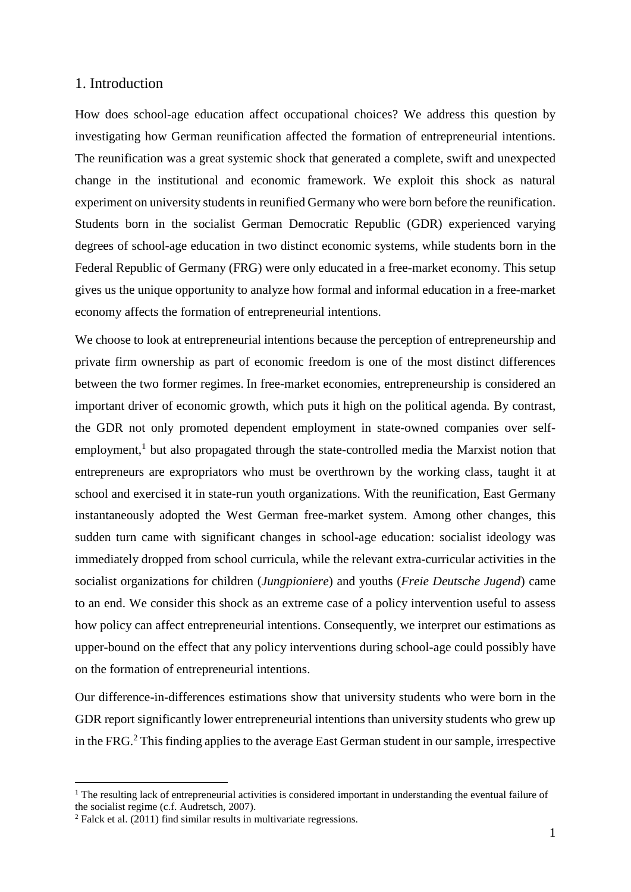## 1. Introduction

How does school-age education affect occupational choices? We address this question by investigating how German reunification affected the formation of entrepreneurial intentions. The reunification was a great systemic shock that generated a complete, swift and unexpected change in the institutional and economic framework. We exploit this shock as natural experiment on university students in reunified Germany who were born before the reunification. Students born in the socialist German Democratic Republic (GDR) experienced varying degrees of school-age education in two distinct economic systems, while students born in the Federal Republic of Germany (FRG) were only educated in a free-market economy. This setup gives us the unique opportunity to analyze how formal and informal education in a free-market economy affects the formation of entrepreneurial intentions.

We choose to look at entrepreneurial intentions because the perception of entrepreneurship and private firm ownership as part of economic freedom is one of the most distinct differences between the two former regimes. In free-market economies, entrepreneurship is considered an important driver of economic growth, which puts it high on the political agenda. By contrast, the GDR not only promoted dependent employment in state-owned companies over self-employment,[1] but also propagated through the state-controlled media the Marxist notion that entrepreneurs are expropriators who must be overthrown by the working class, taught it at school and exercised it in state-run youth organizations. With the reunification, East Germany instantaneously adopted the West German free-market system. Among other changes, this sudden turn came with significant changes in school-age education: socialist ideology was immediately dropped from school curricula, while the relevant extra-curricular activities in the socialist organizations for children (*Jungpioniere*) and youths (*Freie Deutsche Jugend*) came to an end. We consider this shock as an extreme case of a policy intervention useful to assess how policy can affect entrepreneurial intentions. Consequently, we interpret our estimations as upper-bound on the effect that any policy interventions during school-age could possibly have on the formation of entrepreneurial intentions.

Our difference-in-differences estimations show that university students who were born in the GDR report significantly lower entrepreneurial intentions than university students who grew up in the FRG.[2] This finding applies to the average East German student in our sample, irrespective

[1] The resulting lack of entrepreneurial activities is considered important in understanding the eventual failure of the socialist regime (c.f. Audretsch, 2007).

[2] Falck et al. (2011) find similar results in multivariate regressions.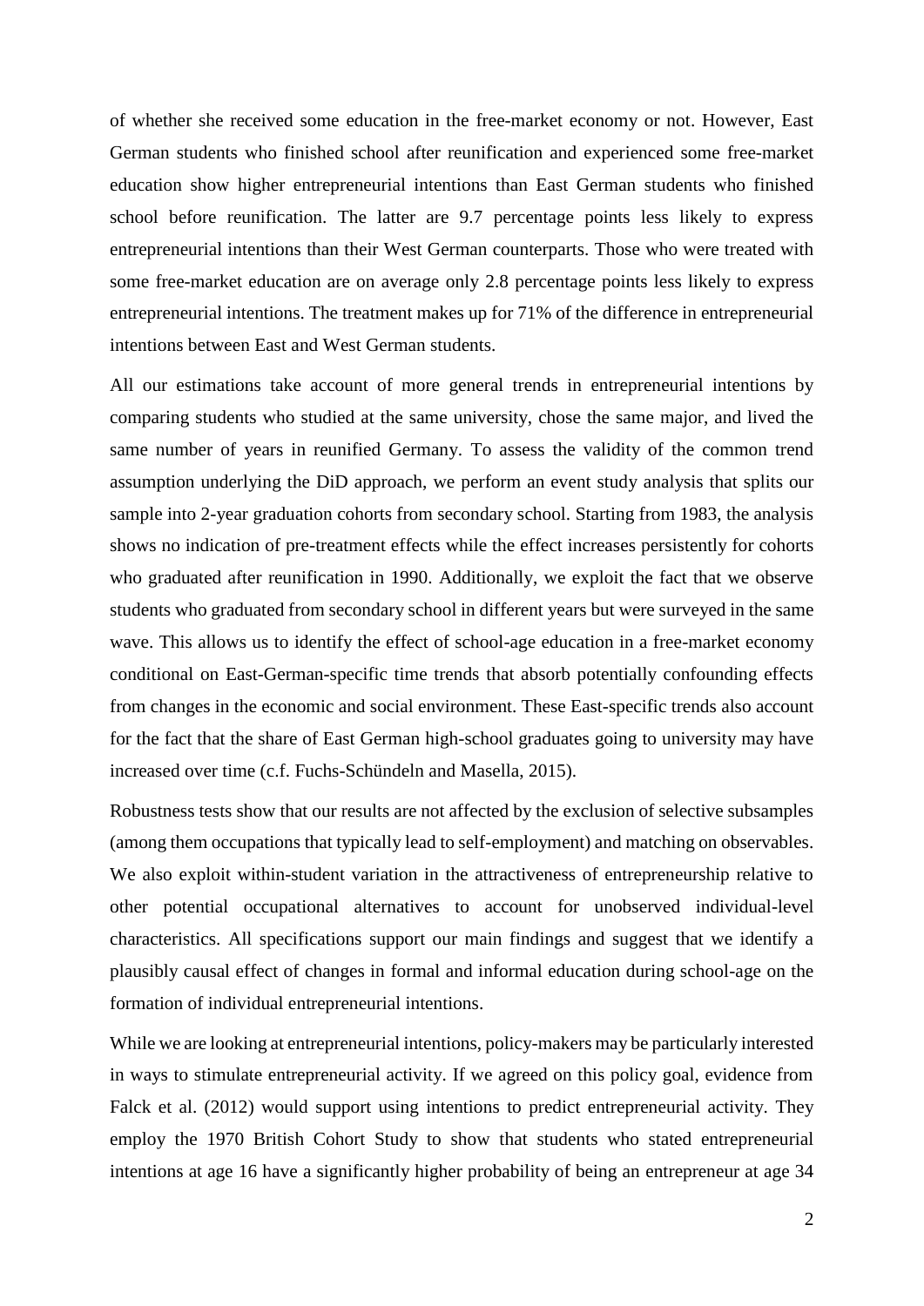of whether she received some education in the free-market economy or not. However, East German students who finished school after reunification and experienced some free-market education show higher entrepreneurial intentions than East German students who finished school before reunification. The latter are 9.7 percentage points less likely to express entrepreneurial intentions than their West German counterparts. Those who were treated with some free-market education are on average only 2.8 percentage points less likely to express entrepreneurial intentions. The treatment makes up for 71% of the difference in entrepreneurial intentions between East and West German students.

All our estimations take account of more general trends in entrepreneurial intentions by comparing students who studied at the same university, chose the same major, and lived the same number of years in reunified Germany. To assess the validity of the common trend assumption underlying the DiD approach, we perform an event study analysis that splits our sample into 2-year graduation cohorts from secondary school. Starting from 1983, the analysis shows no indication of pre-treatment effects while the effect increases persistently for cohorts who graduated after reunification in 1990. Additionally, we exploit the fact that we observe students who graduated from secondary school in different years but were surveyed in the same wave. This allows us to identify the effect of school-age education in a free-market economy conditional on East-German-specific time trends that absorb potentially confounding effects from changes in the economic and social environment. These East-specific trends also account for the fact that the share of East German high-school graduates going to university may have increased over time (c.f. Fuchs-Schündeln and Masella, 2015).

Robustness tests show that our results are not affected by the exclusion of selective subsamples (among them occupations that typically lead to self-employment) and matching on observables. We also exploit within-student variation in the attractiveness of entrepreneurship relative to other potential occupational alternatives to account for unobserved individual-level characteristics. All specifications support our main findings and suggest that we identify a plausibly causal effect of changes in formal and informal education during school-age on the formation of individual entrepreneurial intentions.

While we are looking at entrepreneurial intentions, policy-makers may be particularly interested in ways to stimulate entrepreneurial activity. If we agreed on this policy goal, evidence from Falck et al. (2012) would support using intentions to predict entrepreneurial activity. They employ the 1970 British Cohort Study to show that students who stated entrepreneurial intentions at age 16 have a significantly higher probability of being an entrepreneur at age 34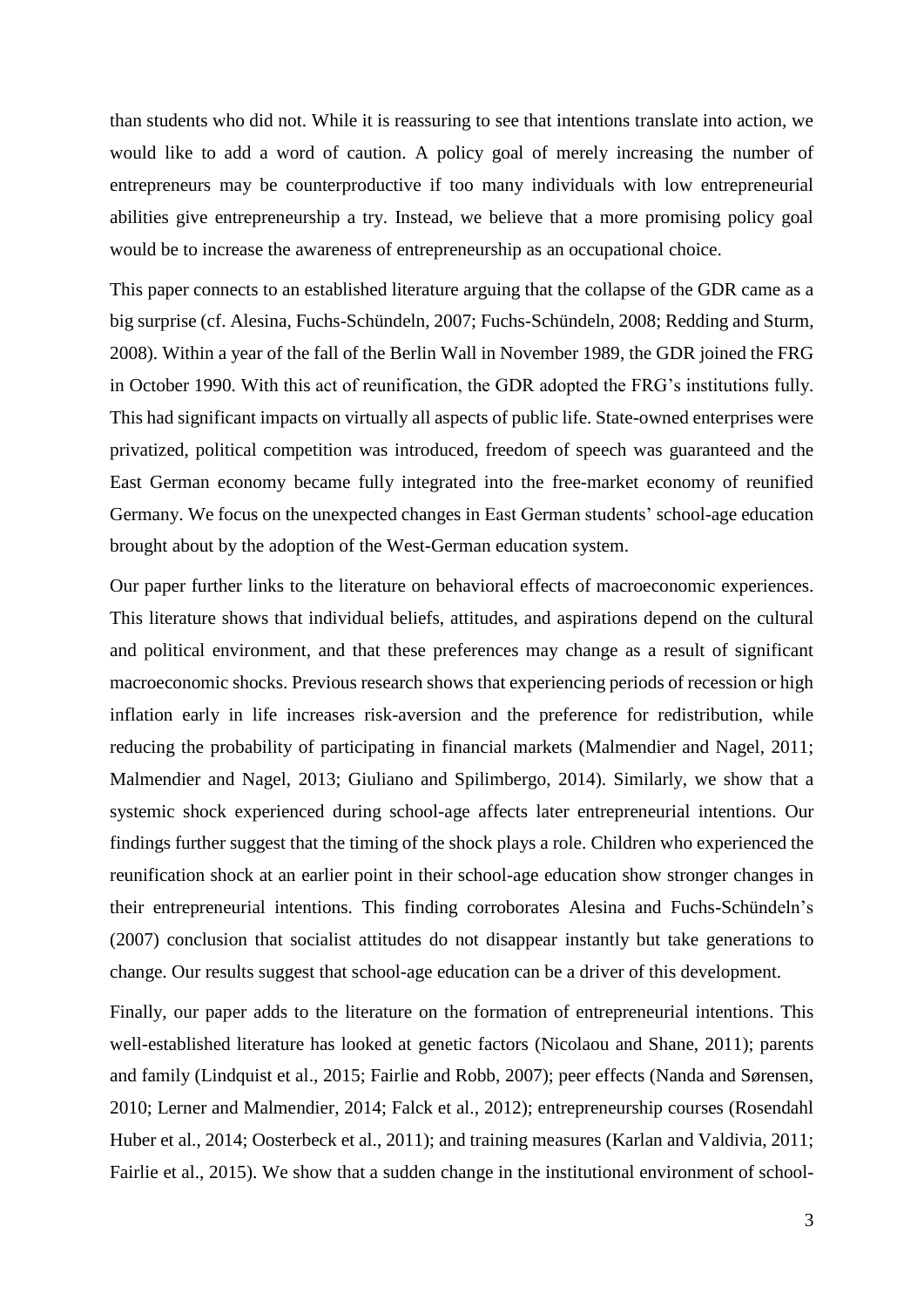than students who did not. While it is reassuring to see that intentions translate into action, we would like to add a word of caution. A policy goal of merely increasing the number of entrepreneurs may be counterproductive if too many individuals with low entrepreneurial abilities give entrepreneurship a try. Instead, we believe that a more promising policy goal would be to increase the awareness of entrepreneurship as an occupational choice.

This paper connects to an established literature arguing that the collapse of the GDR came as a big surprise (cf. Alesina, Fuchs-Schündeln, 2007; Fuchs-Schündeln, 2008; Redding and Sturm, 2008). Within a year of the fall of the Berlin Wall in November 1989, the GDR joined the FRG in October 1990. With this act of reunification, the GDR adopted the FRG's institutions fully. This had significant impacts on virtually all aspects of public life. State-owned enterprises were privatized, political competition was introduced, freedom of speech was guaranteed and the East German economy became fully integrated into the free-market economy of reunified Germany. We focus on the unexpected changes in East German students' school-age education brought about by the adoption of the West-German education system.

Our paper further links to the literature on behavioral effects of macroeconomic experiences. This literature shows that individual beliefs, attitudes, and aspirations depend on the cultural and political environment, and that these preferences may change as a result of significant macroeconomic shocks. Previous research shows that experiencing periods of recession or high inflation early in life increases risk-aversion and the preference for redistribution, while reducing the probability of participating in financial markets (Malmendier and Nagel, 2011; Malmendier and Nagel, 2013; Giuliano and Spilimbergo, 2014). Similarly, we show that a systemic shock experienced during school-age affects later entrepreneurial intentions. Our findings further suggest that the timing of the shock plays a role. Children who experienced the reunification shock at an earlier point in their school-age education show stronger changes in their entrepreneurial intentions. This finding corroborates Alesina and Fuchs-Schündeln's (2007) conclusion that socialist attitudes do not disappear instantly but take generations to change. Our results suggest that school-age education can be a driver of this development.

Finally, our paper adds to the literature on the formation of entrepreneurial intentions. This well-established literature has looked at genetic factors (Nicolaou and Shane, 2011); parents and family (Lindquist et al., 2015; Fairlie and Robb, 2007); peer effects (Nanda and Sørensen, 2010; Lerner and Malmendier, 2014; Falck et al., 2012); entrepreneurship courses (Rosendahl Huber et al., 2014; Oosterbeck et al., 2011); and training measures (Karlan and Valdivia, 2011; Fairlie et al., 2015). We show that a sudden change in the institutional environment of school-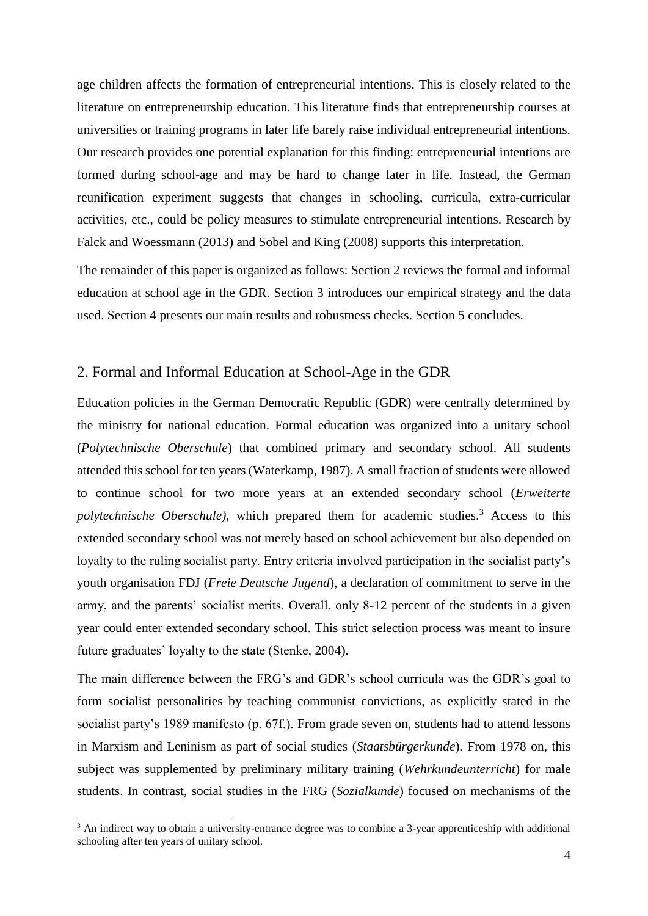age children affects the formation of entrepreneurial intentions. This is closely related to the literature on entrepreneurship education. This literature finds that entrepreneurship courses at universities or training programs in later life barely raise individual entrepreneurial intentions. Our research provides one potential explanation for this finding: entrepreneurial intentions are formed during school-age and may be hard to change later in life. Instead, the German reunification experiment suggests that changes in schooling, curricula, extra-curricular activities, etc., could be policy measures to stimulate entrepreneurial intentions. Research by Falck and Woessmann (2013) and Sobel and King (2008) supports this interpretation.

The remainder of this paper is organized as follows: Section 2 reviews the formal and informal education at school age in the GDR. Section 3 introduces our empirical strategy and the data used. Section 4 presents our main results and robustness checks. Section 5 concludes.

## 2. Formal and Informal Education at School-Age in the GDR

Education policies in the German Democratic Republic (GDR) were centrally determined by the ministry for national education. Formal education was organized into a unitary school (*Polytechnische Oberschule*) that combined primary and secondary school. All students attended this school for ten years (Waterkamp, 1987). A small fraction of students were allowed to continue school for two more years at an extended secondary school (*Erweiterte polytechnische Oberschule)*, which prepared them for academic studies.[3] Access to this extended secondary school was not merely based on school achievement but also depended on loyalty to the ruling socialist party. Entry criteria involved participation in the socialist party's youth organisation FDJ (*Freie Deutsche Jugend*), a declaration of commitment to serve in the army, and the parents' socialist merits. Overall, only 8-12 percent of the students in a given year could enter extended secondary school. This strict selection process was meant to insure future graduates' loyalty to the state (Stenke, 2004).

The main difference between the FRG's and GDR's school curricula was the GDR's goal to form socialist personalities by teaching communist convictions, as explicitly stated in the socialist party's 1989 manifesto (p. 67f.). From grade seven on, students had to attend lessons in Marxism and Leninism as part of social studies (*Staatsbürgerkunde*). From 1978 on, this subject was supplemented by preliminary military training (*Wehrkundeunterricht*) for male students. In contrast, social studies in the FRG (*Sozialkunde*) focused on mechanisms of the

[3] An indirect way to obtain a university-entrance degree was to combine a 3-year apprenticeship with additional schooling after ten years of unitary school.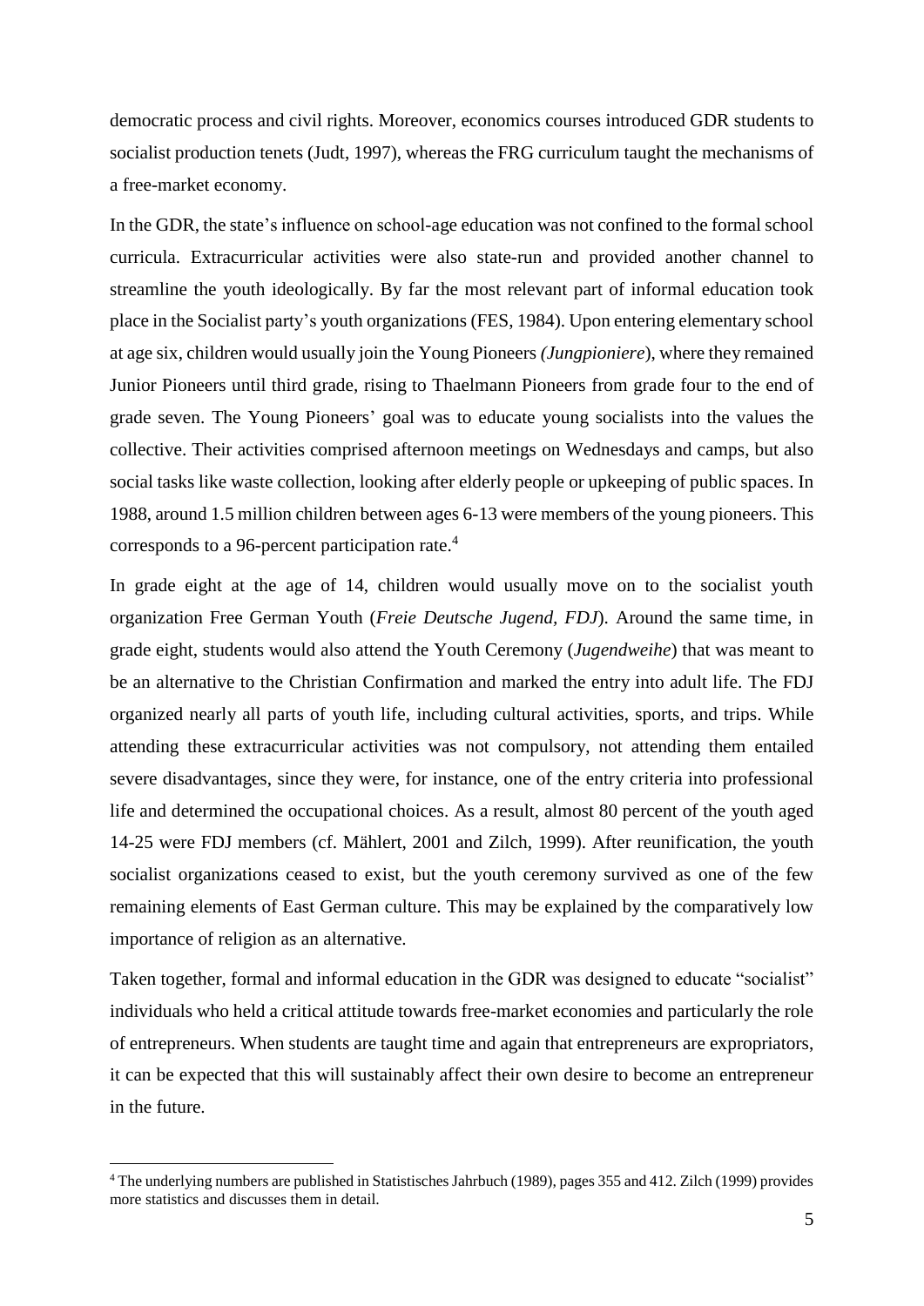democratic process and civil rights. Moreover, economics courses introduced GDR students to socialist production tenets (Judt, 1997), whereas the FRG curriculum taught the mechanisms of a free-market economy.

In the GDR, the state's influence on school-age education was not confined to the formal school curricula. Extracurricular activities were also state-run and provided another channel to streamline the youth ideologically. By far the most relevant part of informal education took place in the Socialist party's youth organizations (FES, 1984). Upon entering elementary school at age six, children would usually join the Young Pioneers *(Jungpioniere*), where they remained Junior Pioneers until third grade, rising to Thaelmann Pioneers from grade four to the end of grade seven. The Young Pioneers' goal was to educate young socialists into the values the collective. Their activities comprised afternoon meetings on Wednesdays and camps, but also social tasks like waste collection, looking after elderly people or upkeeping of public spaces. In 1988, around 1.5 million children between ages 6-13 were members of the young pioneers. This corresponds to a 96-percent participation rate.[4]

In grade eight at the age of 14, children would usually move on to the socialist youth organization Free German Youth (*Freie Deutsche Jugend, FDJ*). Around the same time, in grade eight, students would also attend the Youth Ceremony (*Jugendweihe*) that was meant to be an alternative to the Christian Confirmation and marked the entry into adult life. The FDJ organized nearly all parts of youth life, including cultural activities, sports, and trips. While attending these extracurricular activities was not compulsory, not attending them entailed severe disadvantages, since they were, for instance, one of the entry criteria into professional life and determined the occupational choices. As a result, almost 80 percent of the youth aged 14-25 were FDJ members (cf. Mählert, 2001 and Zilch, 1999). After reunification, the youth socialist organizations ceased to exist, but the youth ceremony survived as one of the few remaining elements of East German culture. This may be explained by the comparatively low importance of religion as an alternative.

Taken together, formal and informal education in the GDR was designed to educate "socialist" individuals who held a critical attitude towards free-market economies and particularly the role of entrepreneurs. When students are taught time and again that entrepreneurs are expropriators, it can be expected that this will sustainably affect their own desire to become an entrepreneur in the future.

[4] The underlying numbers are published in Statistisches Jahrbuch (1989), pages 355 and 412. Zilch (1999) provides more statistics and discusses them in detail.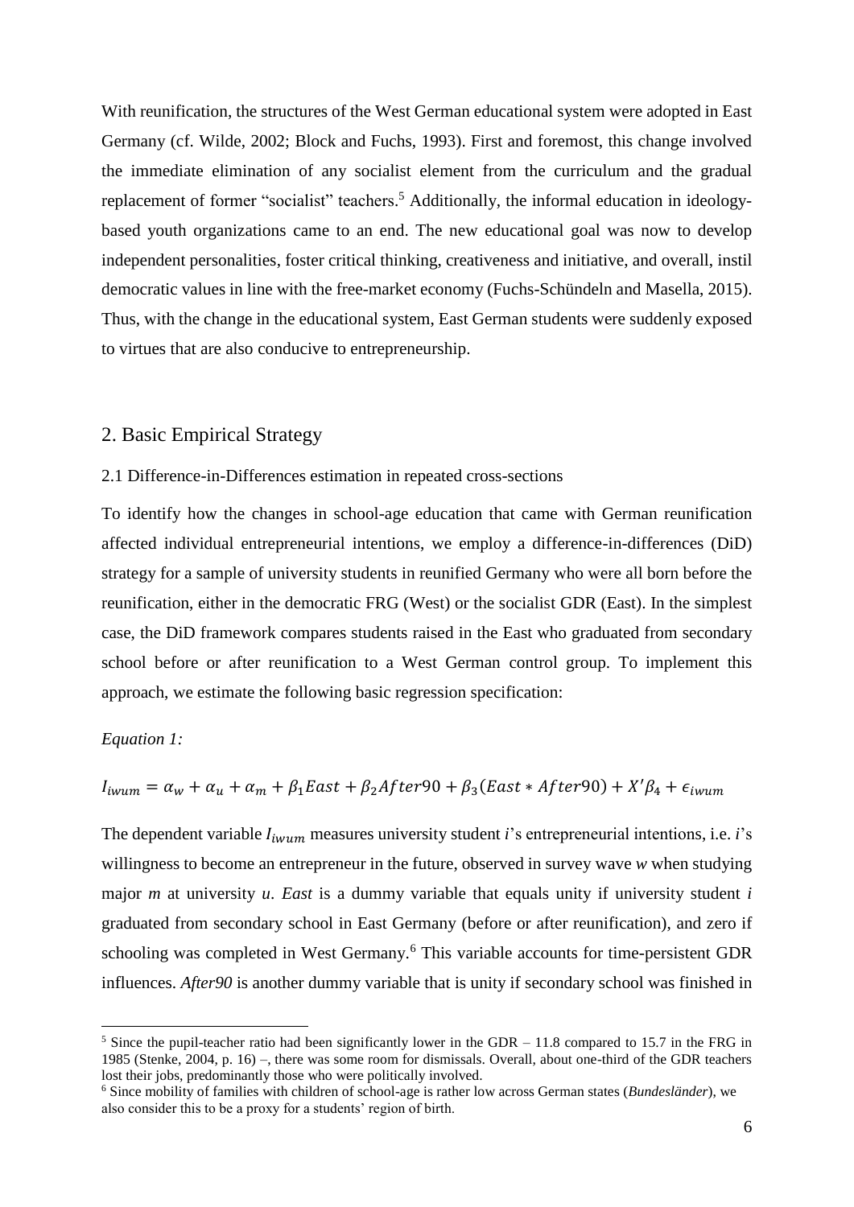With reunification, the structures of the West German educational system were adopted in East Germany (cf. Wilde, 2002; Block and Fuchs, 1993). First and foremost, this change involved the immediate elimination of any socialist element from the curriculum and the gradual replacement of former "socialist" teachers.[5] Additionally, the informal education in ideology-based youth organizations came to an end. The new educational goal was now to develop independent personalities, foster critical thinking, creativeness and initiative, and overall, instil democratic values in line with the free-market economy (Fuchs-Schündeln and Masella, 2015). Thus, with the change in the educational system, East German students were suddenly exposed to virtues that are also conducive to entrepreneurship.

## 2. Basic Empirical Strategy

### 2.1 Difference-in-Differences estimation in repeated cross-sections

To identify how the changes in school-age education that came with German reunification affected individual entrepreneurial intentions, we employ a difference-in-differences (DiD) strategy for a sample of university students in reunified Germany who were all born before the reunification, either in the democratic FRG (West) or the socialist GDR (East). In the simplest case, the DiD framework compares students raised in the East who graduated from secondary school before or after reunification to a West German control group. To implement this approach, we estimate the following basic regression specification:

*Equation 1:*

$$I_{iwum} = \alpha_w + \alpha_u + \alpha_m + \beta_1 East + \beta_2 After90 + \beta_3 (East * After90) + X'\beta_4 + \epsilon_{iwum}$$

The dependent variable $I_{iwum}$ measures university student *i*'s entrepreneurial intentions, i.e. *i*'s willingness to become an entrepreneur in the future, observed in survey wave *w* when studying major *m* at university *u*. *East* is a dummy variable that equals unity if university student *i* graduated from secondary school in East Germany (before or after reunification), and zero if schooling was completed in West Germany.[6] This variable accounts for time-persistent GDR influences. *After90* is another dummy variable that is unity if secondary school was finished in

[5] Since the pupil-teacher ratio had been significantly lower in the GDR – 11.8 compared to 15.7 in the FRG in 1985 (Stenke, 2004, p. 16) –, there was some room for dismissals. Overall, about one-third of the GDR teachers lost their jobs, predominantly those who were politically involved.

[6] Since mobility of families with children of school-age is rather low across German states (*Bundesländer*), we also consider this to be a proxy for a students' region of birth.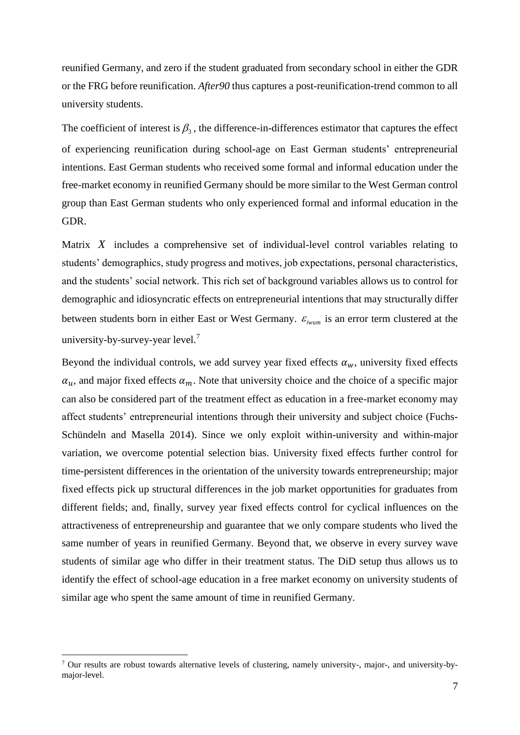reunified Germany, and zero if the student graduated from secondary school in either the GDR or the FRG before reunification. *After90* thus captures a post-reunification-trend common to all university students.

The coefficient of interest is $\beta_3$, the difference-in-differences estimator that captures the effect of experiencing reunification during school-age on East German students' entrepreneurial intentions. East German students who received some formal and informal education under the free-market economy in reunified Germany should be more similar to the West German control group than East German students who only experienced formal and informal education in the GDR.

Matrix $X$ includes a comprehensive set of individual-level control variables relating to students' demographics, study progress and motives, job expectations, personal characteristics, and the students' social network. This rich set of background variables allows us to control for demographic and idiosyncratic effects on entrepreneurial intentions that may structurally differ between students born in either East or West Germany. $\varepsilon_{iwum}$ is an error term clustered at the university-by-survey-year level.[7]

Beyond the individual controls, we add survey year fixed effects $\alpha_w$, university fixed effects $\alpha_u$, and major fixed effects $\alpha_m$. Note that university choice and the choice of a specific major can also be considered part of the treatment effect as education in a free-market economy may affect students' entrepreneurial intentions through their university and subject choice (Fuchs-Schündeln and Masella 2014). Since we only exploit within-university and within-major variation, we overcome potential selection bias. University fixed effects further control for time-persistent differences in the orientation of the university towards entrepreneurship; major fixed effects pick up structural differences in the job market opportunities for graduates from different fields; and, finally, survey year fixed effects control for cyclical influences on the attractiveness of entrepreneurship and guarantee that we only compare students who lived the same number of years in reunified Germany. Beyond that, we observe in every survey wave students of similar age who differ in their treatment status. The DiD setup thus allows us to identify the effect of school-age education in a free market economy on university students of similar age who spent the same amount of time in reunified Germany.

[7] Our results are robust towards alternative levels of clustering, namely university-, major-, and university-by-major-level.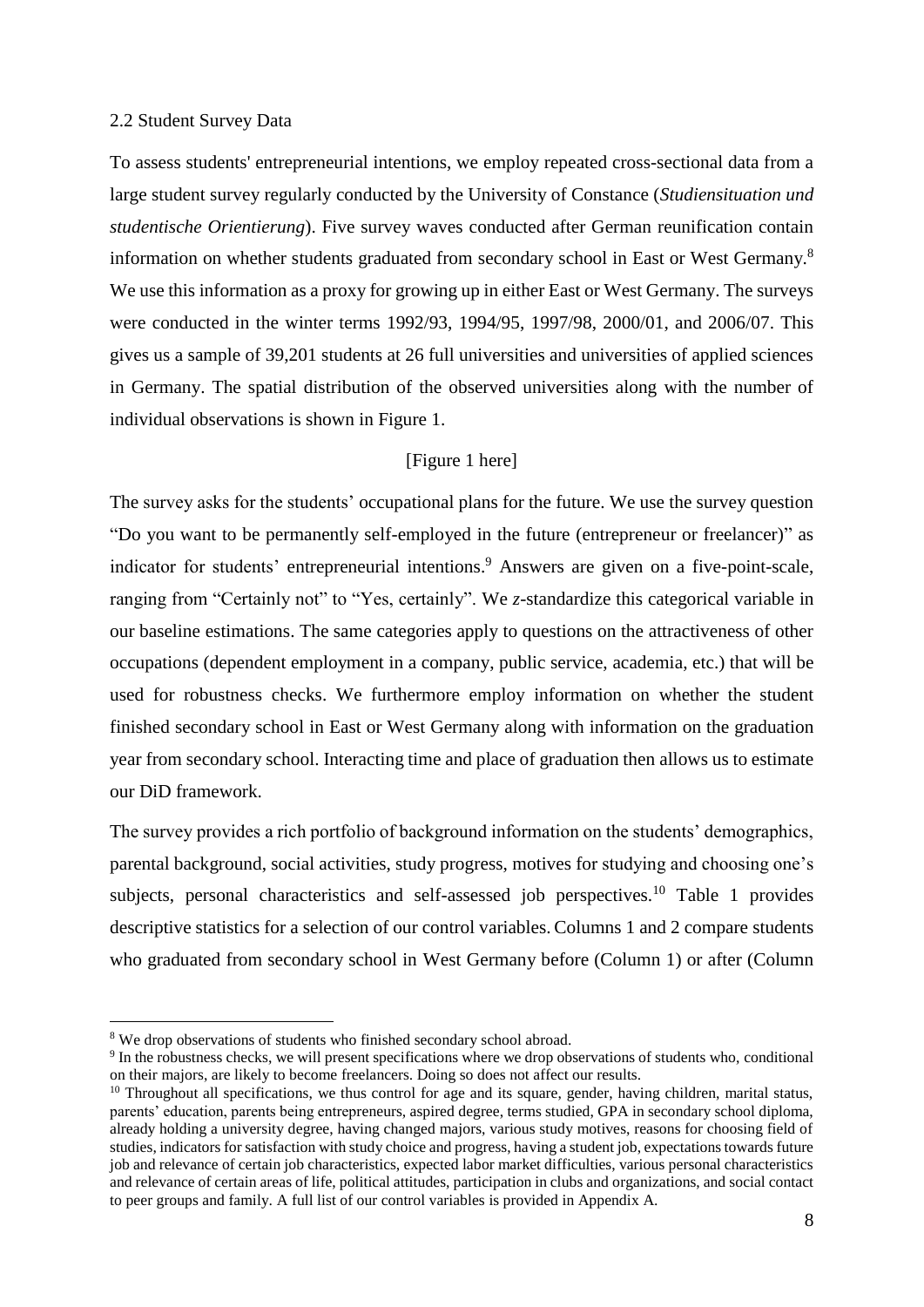## 2.2 Student Survey Data

To assess students' entrepreneurial intentions, we employ repeated cross-sectional data from a large student survey regularly conducted by the University of Constance (*Studiensituation und studentische Orientierung*). Five survey waves conducted after German reunification contain information on whether students graduated from secondary school in East or West Germany.[8] We use this information as a proxy for growing up in either East or West Germany. The surveys were conducted in the winter terms 1992/93, 1994/95, 1997/98, 2000/01, and 2006/07. This gives us a sample of 39,201 students at 26 full universities and universities of applied sciences in Germany. The spatial distribution of the observed universities along with the number of individual observations is shown in Figure 1.

[Figure 1 here]

The survey asks for the students' occupational plans for the future. We use the survey question "Do you want to be permanently self-employed in the future (entrepreneur or freelancer)" as indicator for students' entrepreneurial intentions.[9] Answers are given on a five-point-scale, ranging from "Certainly not" to "Yes, certainly". We *z*-standardize this categorical variable in our baseline estimations. The same categories apply to questions on the attractiveness of other occupations (dependent employment in a company, public service, academia, etc.) that will be used for robustness checks. We furthermore employ information on whether the student finished secondary school in East or West Germany along with information on the graduation year from secondary school. Interacting time and place of graduation then allows us to estimate our DiD framework.

The survey provides a rich portfolio of background information on the students' demographics, parental background, social activities, study progress, motives for studying and choosing one's subjects, personal characteristics and self-assessed job perspectives.[10] Table 1 provides descriptive statistics for a selection of our control variables. Columns 1 and 2 compare students who graduated from secondary school in West Germany before (Column 1) or after (Column

---

[8] We drop observations of students who finished secondary school abroad.

[9] In the robustness checks, we will present specifications where we drop observations of students who, conditional on their majors, are likely to become freelancers. Doing so does not affect our results.

[10] Throughout all specifications, we thus control for age and its square, gender, having children, marital status, parents' education, parents being entrepreneurs, aspired degree, terms studied, GPA in secondary school diploma, already holding a university degree, having changed majors, various study motives, reasons for choosing field of studies, indicators for satisfaction with study choice and progress, having a student job, expectations towards future job and relevance of certain job characteristics, expected labor market difficulties, various personal characteristics and relevance of certain areas of life, political attitudes, participation in clubs and organizations, and social contact to peer groups and family. A full list of our control variables is provided in Appendix A.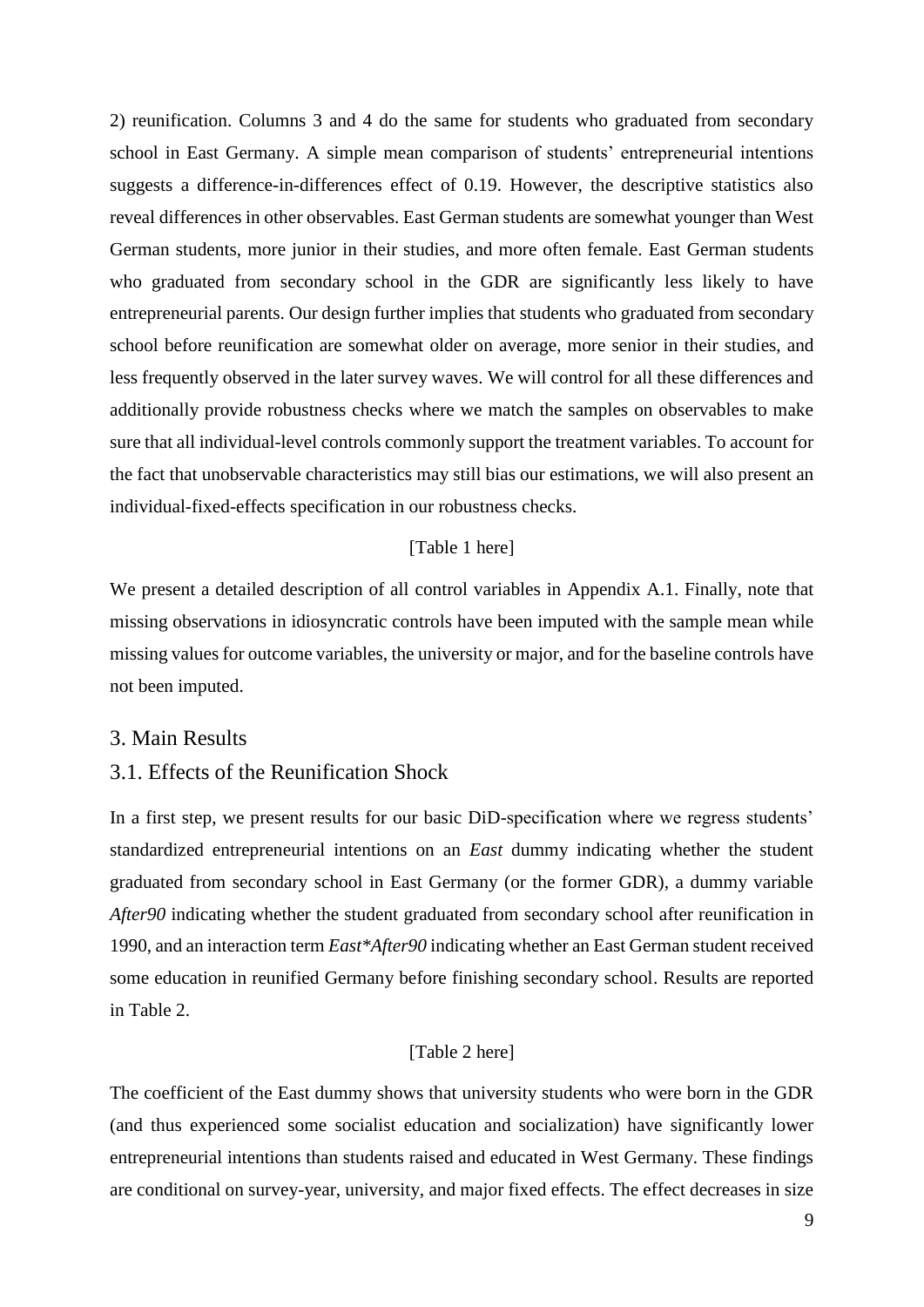2) reunification. Columns 3 and 4 do the same for students who graduated from secondary school in East Germany. A simple mean comparison of students' entrepreneurial intentions suggests a difference-in-differences effect of 0.19. However, the descriptive statistics also reveal differences in other observables. East German students are somewhat younger than West German students, more junior in their studies, and more often female. East German students who graduated from secondary school in the GDR are significantly less likely to have entrepreneurial parents. Our design further implies that students who graduated from secondary school before reunification are somewhat older on average, more senior in their studies, and less frequently observed in the later survey waves. We will control for all these differences and additionally provide robustness checks where we match the samples on observables to make sure that all individual-level controls commonly support the treatment variables. To account for the fact that unobservable characteristics may still bias our estimations, we will also present an individual-fixed-effects specification in our robustness checks.

[Table 1 here]

We present a detailed description of all control variables in Appendix A.1. Finally, note that missing observations in idiosyncratic controls have been imputed with the sample mean while missing values for outcome variables, the university or major, and for the baseline controls have not been imputed.

# 3. Main Results

## 3.1. Effects of the Reunification Shock

In a first step, we present results for our basic DiD-specification where we regress students' standardized entrepreneurial intentions on an *East* dummy indicating whether the student graduated from secondary school in East Germany (or the former GDR), a dummy variable *After90* indicating whether the student graduated from secondary school after reunification in 1990, and an interaction term *East*After90* indicating whether an East German student received some education in reunified Germany before finishing secondary school. Results are reported in Table 2.

[Table 2 here]

The coefficient of the East dummy shows that university students who were born in the GDR (and thus experienced some socialist education and socialization) have significantly lower entrepreneurial intentions than students raised and educated in West Germany. These findings are conditional on survey-year, university, and major fixed effects. The effect decreases in size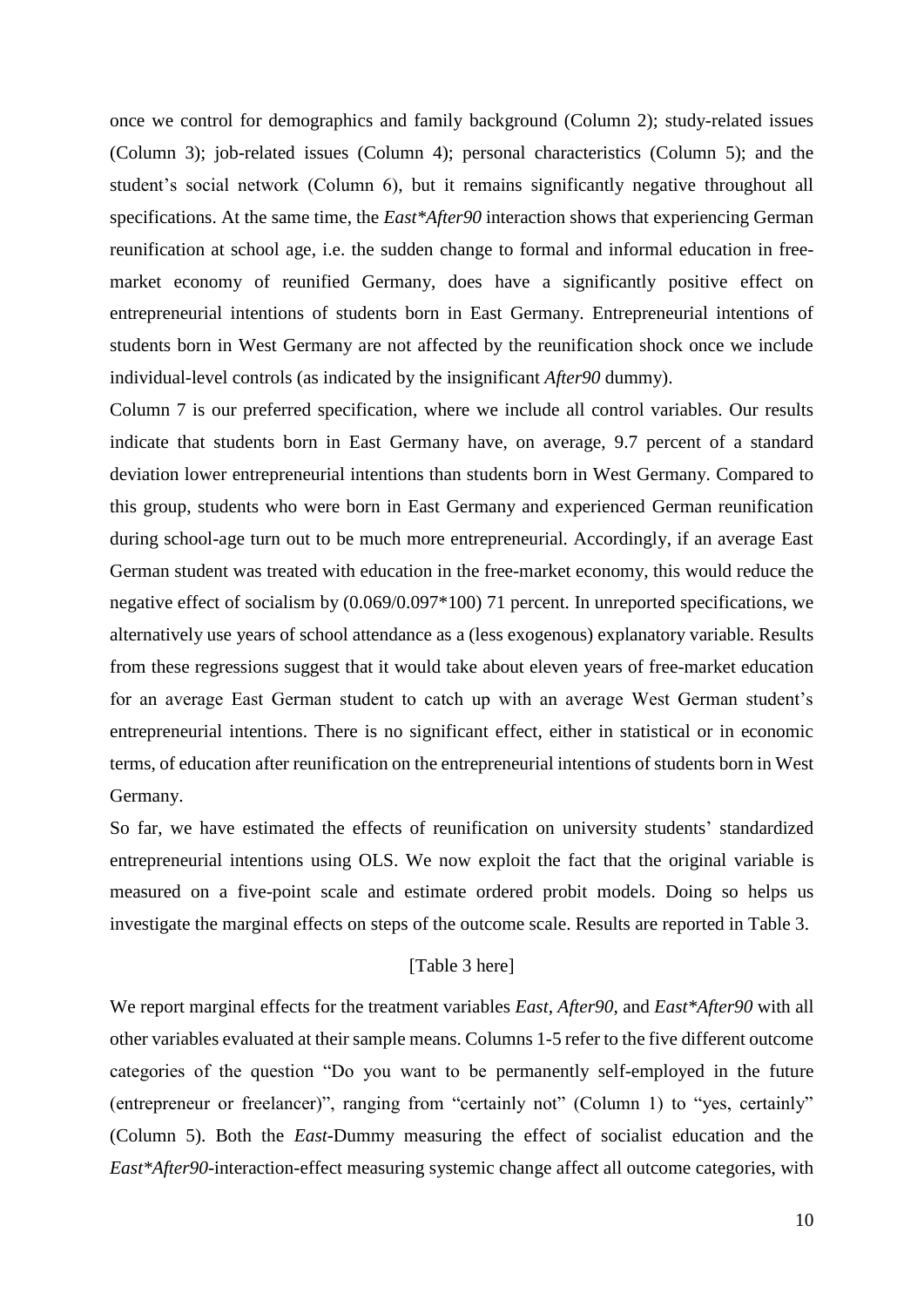once we control for demographics and family background (Column 2); study-related issues (Column 3); job-related issues (Column 4); personal characteristics (Column 5); and the student's social network (Column 6), but it remains significantly negative throughout all specifications. At the same time, the *East*After90* interaction shows that experiencing German reunification at school age, i.e. the sudden change to formal and informal education in free-market economy of reunified Germany, does have a significantly positive effect on entrepreneurial intentions of students born in East Germany. Entrepreneurial intentions of students born in West Germany are not affected by the reunification shock once we include individual-level controls (as indicated by the insignificant *After90* dummy).

Column 7 is our preferred specification, where we include all control variables. Our results indicate that students born in East Germany have, on average, 9.7 percent of a standard deviation lower entrepreneurial intentions than students born in West Germany. Compared to this group, students who were born in East Germany and experienced German reunification during school-age turn out to be much more entrepreneurial. Accordingly, if an average East German student was treated with education in the free-market economy, this would reduce the negative effect of socialism by (0.069/0.097*100) 71 percent. In unreported specifications, we alternatively use years of school attendance as a (less exogenous) explanatory variable. Results from these regressions suggest that it would take about eleven years of free-market education for an average East German student to catch up with an average West German student's entrepreneurial intentions. There is no significant effect, either in statistical or in economic terms, of education after reunification on the entrepreneurial intentions of students born in West Germany.

So far, we have estimated the effects of reunification on university students' standardized entrepreneurial intentions using OLS. We now exploit the fact that the original variable is measured on a five-point scale and estimate ordered probit models. Doing so helps us investigate the marginal effects on steps of the outcome scale. Results are reported in Table 3.

[Table 3 here]

We report marginal effects for the treatment variables *East*, *After90*, and *East*After90* with all other variables evaluated at their sample means. Columns 1-5 refer to the five different outcome categories of the question "Do you want to be permanently self-employed in the future (entrepreneur or freelancer)", ranging from "certainly not" (Column 1) to "yes, certainly" (Column 5). Both the *East*-Dummy measuring the effect of socialist education and the *East*After90*-interaction-effect measuring systemic change affect all outcome categories, with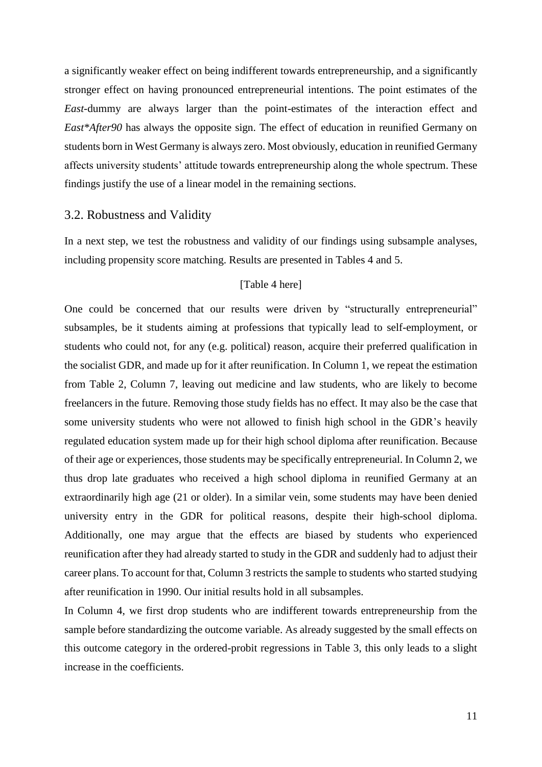a significantly weaker effect on being indifferent towards entrepreneurship, and a significantly stronger effect on having pronounced entrepreneurial intentions. The point estimates of the *East*-dummy are always larger than the point-estimates of the interaction effect and *East*After90* has always the opposite sign. The effect of education in reunified Germany on students born in West Germany is always zero. Most obviously, education in reunified Germany affects university students' attitude towards entrepreneurship along the whole spectrum. These findings justify the use of a linear model in the remaining sections.

## 3.2. Robustness and Validity

In a next step, we test the robustness and validity of our findings using subsample analyses, including propensity score matching. Results are presented in Tables 4 and 5.

[Table 4 here]

One could be concerned that our results were driven by "structurally entrepreneurial" subsamples, be it students aiming at professions that typically lead to self-employment, or students who could not, for any (e.g. political) reason, acquire their preferred qualification in the socialist GDR, and made up for it after reunification. In Column 1, we repeat the estimation from Table 2, Column 7, leaving out medicine and law students, who are likely to become freelancers in the future. Removing those study fields has no effect. It may also be the case that some university students who were not allowed to finish high school in the GDR's heavily regulated education system made up for their high school diploma after reunification. Because of their age or experiences, those students may be specifically entrepreneurial. In Column 2, we thus drop late graduates who received a high school diploma in reunified Germany at an extraordinarily high age (21 or older). In a similar vein, some students may have been denied university entry in the GDR for political reasons, despite their high-school diploma. Additionally, one may argue that the effects are biased by students who experienced reunification after they had already started to study in the GDR and suddenly had to adjust their career plans. To account for that, Column 3 restricts the sample to students who started studying after reunification in 1990. Our initial results hold in all subsamples.

In Column 4, we first drop students who are indifferent towards entrepreneurship from the sample before standardizing the outcome variable. As already suggested by the small effects on this outcome category in the ordered-probit regressions in Table 3, this only leads to a slight increase in the coefficients.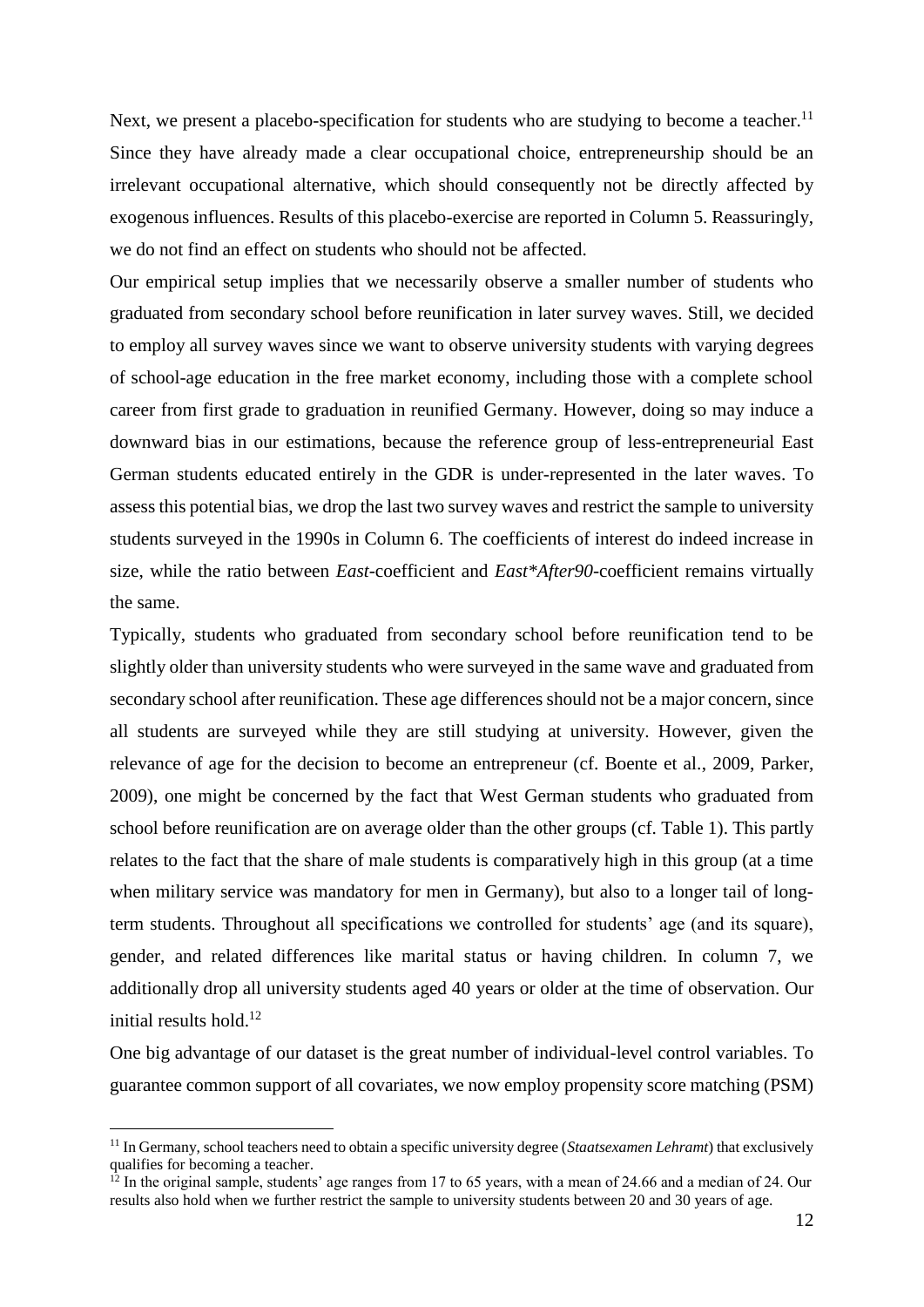Next, we present a placebo-specification for students who are studying to become a teacher.[11] Since they have already made a clear occupational choice, entrepreneurship should be an irrelevant occupational alternative, which should consequently not be directly affected by exogenous influences. Results of this placebo-exercise are reported in Column 5. Reassuringly, we do not find an effect on students who should not be affected.

Our empirical setup implies that we necessarily observe a smaller number of students who graduated from secondary school before reunification in later survey waves. Still, we decided to employ all survey waves since we want to observe university students with varying degrees of school-age education in the free market economy, including those with a complete school career from first grade to graduation in reunified Germany. However, doing so may induce a downward bias in our estimations, because the reference group of less-entrepreneurial East German students educated entirely in the GDR is under-represented in the later waves. To assess this potential bias, we drop the last two survey waves and restrict the sample to university students surveyed in the 1990s in Column 6. The coefficients of interest do indeed increase in size, while the ratio between *East*-coefficient and *East\*After90*-coefficient remains virtually the same.

Typically, students who graduated from secondary school before reunification tend to be slightly older than university students who were surveyed in the same wave and graduated from secondary school after reunification. These age differences should not be a major concern, since all students are surveyed while they are still studying at university. However, given the relevance of age for the decision to become an entrepreneur (cf. Boente et al., 2009, Parker, 2009), one might be concerned by the fact that West German students who graduated from school before reunification are on average older than the other groups (cf. Table 1). This partly relates to the fact that the share of male students is comparatively high in this group (at a time when military service was mandatory for men in Germany), but also to a longer tail of long-term students. Throughout all specifications we controlled for students' age (and its square), gender, and related differences like marital status or having children. In column 7, we additionally drop all university students aged 40 years or older at the time of observation. Our initial results hold.[12]

One big advantage of our dataset is the great number of individual-level control variables. To guarantee common support of all covariates, we now employ propensity score matching (PSM)

---

[11] In Germany, school teachers need to obtain a specific university degree (*Staatsexamen Lehramt*) that exclusively qualifies for becoming a teacher.

[12] In the original sample, students' age ranges from 17 to 65 years, with a mean of 24.66 and a median of 24. Our results also hold when we further restrict the sample to university students between 20 and 30 years of age.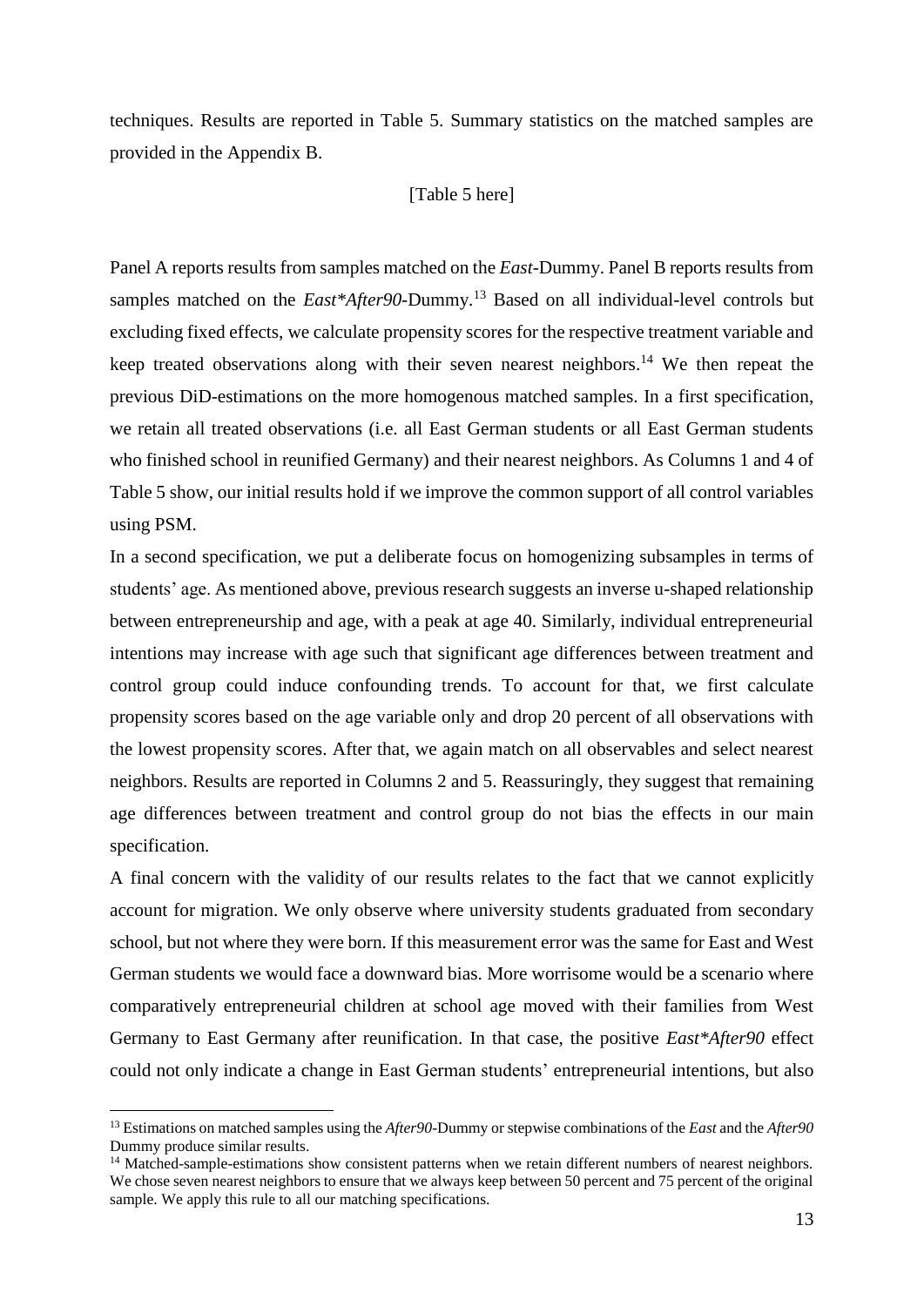techniques. Results are reported in Table 5. Summary statistics on the matched samples are provided in the Appendix B.

[Table 5 here]

Panel A reports results from samples matched on the *East*-Dummy. Panel B reports results from samples matched on the *East*After90*-Dummy.[13] Based on all individual-level controls but excluding fixed effects, we calculate propensity scores for the respective treatment variable and keep treated observations along with their seven nearest neighbors.[14] We then repeat the previous DiD-estimations on the more homogenous matched samples. In a first specification, we retain all treated observations (i.e. all East German students or all East German students who finished school in reunified Germany) and their nearest neighbors. As Columns 1 and 4 of Table 5 show, our initial results hold if we improve the common support of all control variables using PSM.

In a second specification, we put a deliberate focus on homogenizing subsamples in terms of students' age. As mentioned above, previous research suggests an inverse u-shaped relationship between entrepreneurship and age, with a peak at age 40. Similarly, individual entrepreneurial intentions may increase with age such that significant age differences between treatment and control group could induce confounding trends. To account for that, we first calculate propensity scores based on the age variable only and drop 20 percent of all observations with the lowest propensity scores. After that, we again match on all observables and select nearest neighbors. Results are reported in Columns 2 and 5. Reassuringly, they suggest that remaining age differences between treatment and control group do not bias the effects in our main specification.

A final concern with the validity of our results relates to the fact that we cannot explicitly account for migration. We only observe where university students graduated from secondary school, but not where they were born. If this measurement error was the same for East and West German students we would face a downward bias. More worrisome would be a scenario where comparatively entrepreneurial children at school age moved with their families from West Germany to East Germany after reunification. In that case, the positive *East*After90* effect could not only indicate a change in East German students' entrepreneurial intentions, but also

---

[13] Estimations on matched samples using the *After90*-Dummy or stepwise combinations of the *East* and the *After90* Dummy produce similar results.

[14] Matched-sample-estimations show consistent patterns when we retain different numbers of nearest neighbors. We chose seven nearest neighbors to ensure that we always keep between 50 percent and 75 percent of the original sample. We apply this rule to all our matching specifications.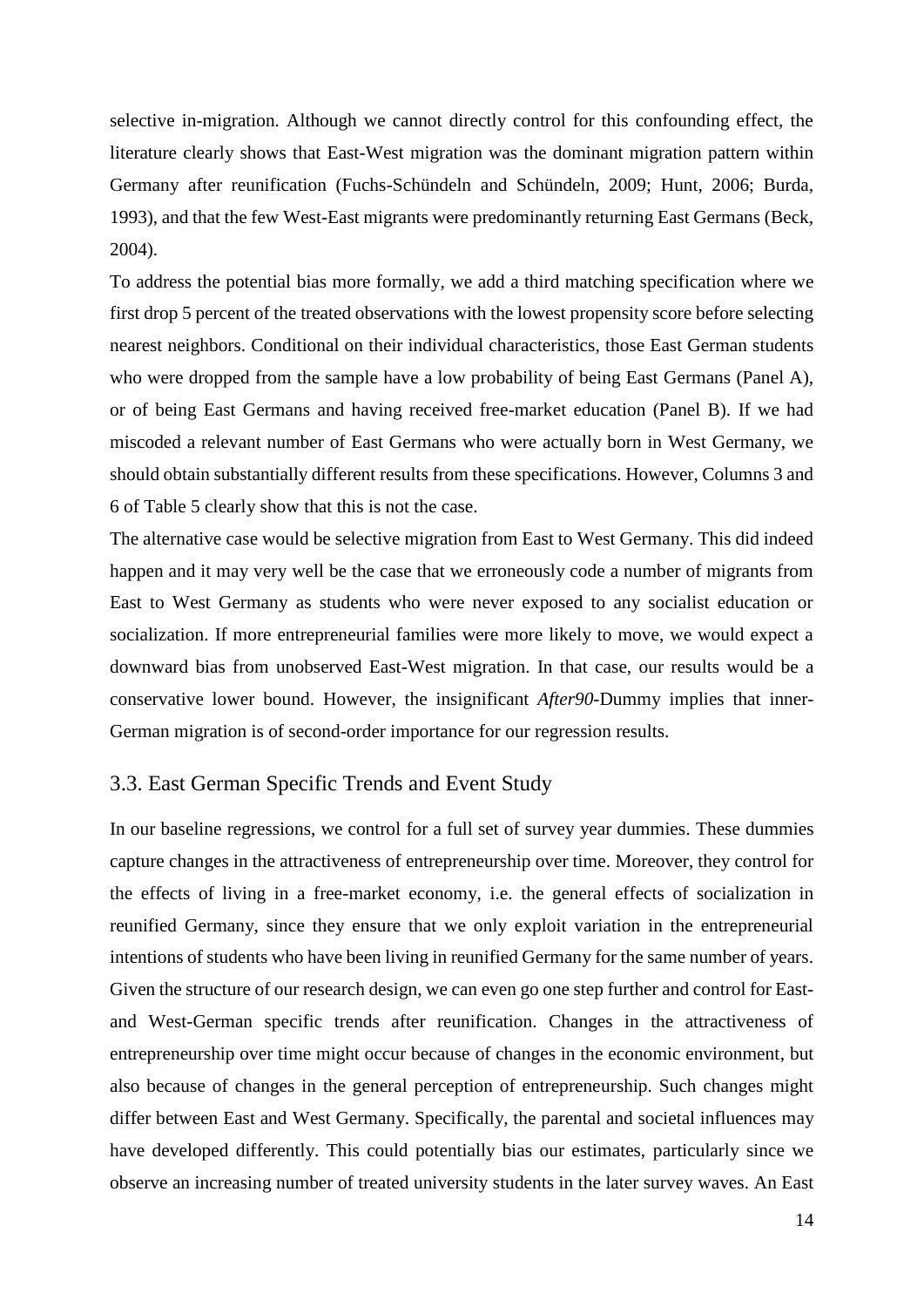selective in-migration. Although we cannot directly control for this confounding effect, the literature clearly shows that East-West migration was the dominant migration pattern within Germany after reunification (Fuchs-Schündeln and Schündeln, 2009; Hunt, 2006; Burda, 1993), and that the few West-East migrants were predominantly returning East Germans (Beck, 2004).

To address the potential bias more formally, we add a third matching specification where we first drop 5 percent of the treated observations with the lowest propensity score before selecting nearest neighbors. Conditional on their individual characteristics, those East German students who were dropped from the sample have a low probability of being East Germans (Panel A), or of being East Germans and having received free-market education (Panel B). If we had miscoded a relevant number of East Germans who were actually born in West Germany, we should obtain substantially different results from these specifications. However, Columns 3 and 6 of Table 5 clearly show that this is not the case.

The alternative case would be selective migration from East to West Germany. This did indeed happen and it may very well be the case that we erroneously code a number of migrants from East to West Germany as students who were never exposed to any socialist education or socialization. If more entrepreneurial families were more likely to move, we would expect a downward bias from unobserved East-West migration. In that case, our results would be a conservative lower bound. However, the insignificant *After90*-Dummy implies that inner-German migration is of second-order importance for our regression results.

## 3.3. East German Specific Trends and Event Study

In our baseline regressions, we control for a full set of survey year dummies. These dummies capture changes in the attractiveness of entrepreneurship over time. Moreover, they control for the effects of living in a free-market economy, i.e. the general effects of socialization in reunified Germany, since they ensure that we only exploit variation in the entrepreneurial intentions of students who have been living in reunified Germany for the same number of years. Given the structure of our research design, we can even go one step further and control for East- and West-German specific trends after reunification. Changes in the attractiveness of entrepreneurship over time might occur because of changes in the economic environment, but also because of changes in the general perception of entrepreneurship. Such changes might differ between East and West Germany. Specifically, the parental and societal influences may have developed differently. This could potentially bias our estimates, particularly since we observe an increasing number of treated university students in the later survey waves. An East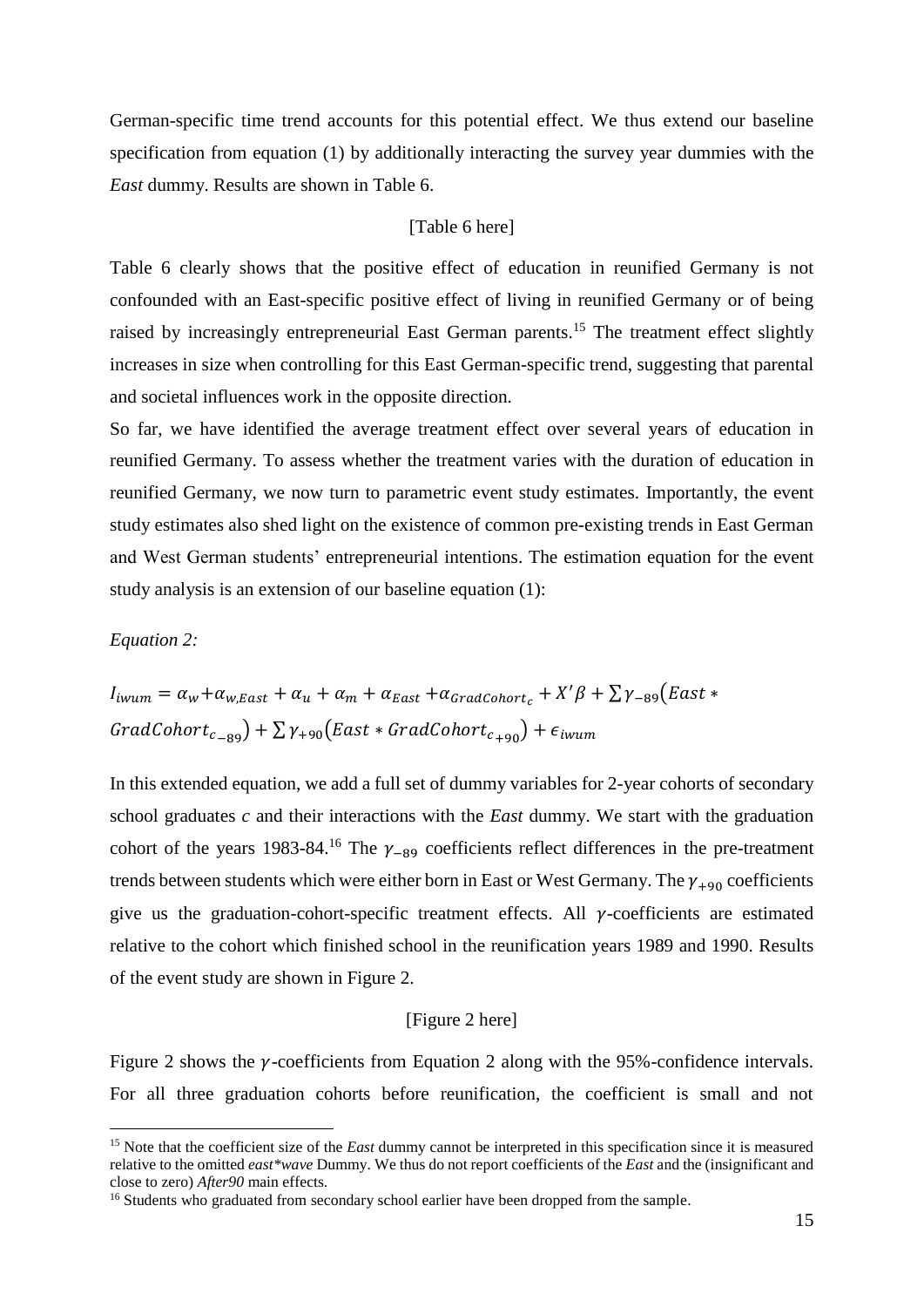German-specific time trend accounts for this potential effect. We thus extend our baseline specification from equation (1) by additionally interacting the survey year dummies with the *East* dummy. Results are shown in Table 6.

[Table 6 here]

Table 6 clearly shows that the positive effect of education in reunified Germany is not confounded with an East-specific positive effect of living in reunified Germany or of being raised by increasingly entrepreneurial East German parents.[15] The treatment effect slightly increases in size when controlling for this East German-specific trend, suggesting that parental and societal influences work in the opposite direction.

So far, we have identified the average treatment effect over several years of education in reunified Germany. To assess whether the treatment varies with the duration of education in reunified Germany, we now turn to parametric event study estimates. Importantly, the event study estimates also shed light on the existence of common pre-existing trends in East German and West German students' entrepreneurial intentions. The estimation equation for the event study analysis is an extension of our baseline equation (1):

*Equation 2:*

$$I_{iwum} = \alpha_w + \alpha_{w,East} + \alpha_u + \alpha_m + \alpha_{East} + \alpha_{GradCohort_c} + X'\beta + \sum \gamma_{-89}\left(East * GradCohort_{c_{-89}}\right) + \sum \gamma_{+90}\left(East * GradCohort_{c_{+90}}\right) + \epsilon_{iwum}$$

In this extended equation, we add a full set of dummy variables for 2-year cohorts of secondary school graduates *c* and their interactions with the *East* dummy. We start with the graduation cohort of the years 1983-84.[16] The $\gamma_{-89}$ coefficients reflect differences in the pre-treatment trends between students which were either born in East or West Germany. The $\gamma_{+90}$ coefficients give us the graduation-cohort-specific treatment effects. All $\gamma$-coefficients are estimated relative to the cohort which finished school in the reunification years 1989 and 1990. Results of the event study are shown in Figure 2.

[Figure 2 here]

Figure 2 shows the $\gamma$-coefficients from Equation 2 along with the 95%-confidence intervals. For all three graduation cohorts before reunification, the coefficient is small and not

---

[15] Note that the coefficient size of the *East* dummy cannot be interpreted in this specification since it is measured relative to the omitted *east\*wave* Dummy. We thus do not report coefficients of the *East* and the (insignificant and close to zero) *After90* main effects.

[16] Students who graduated from secondary school earlier have been dropped from the sample.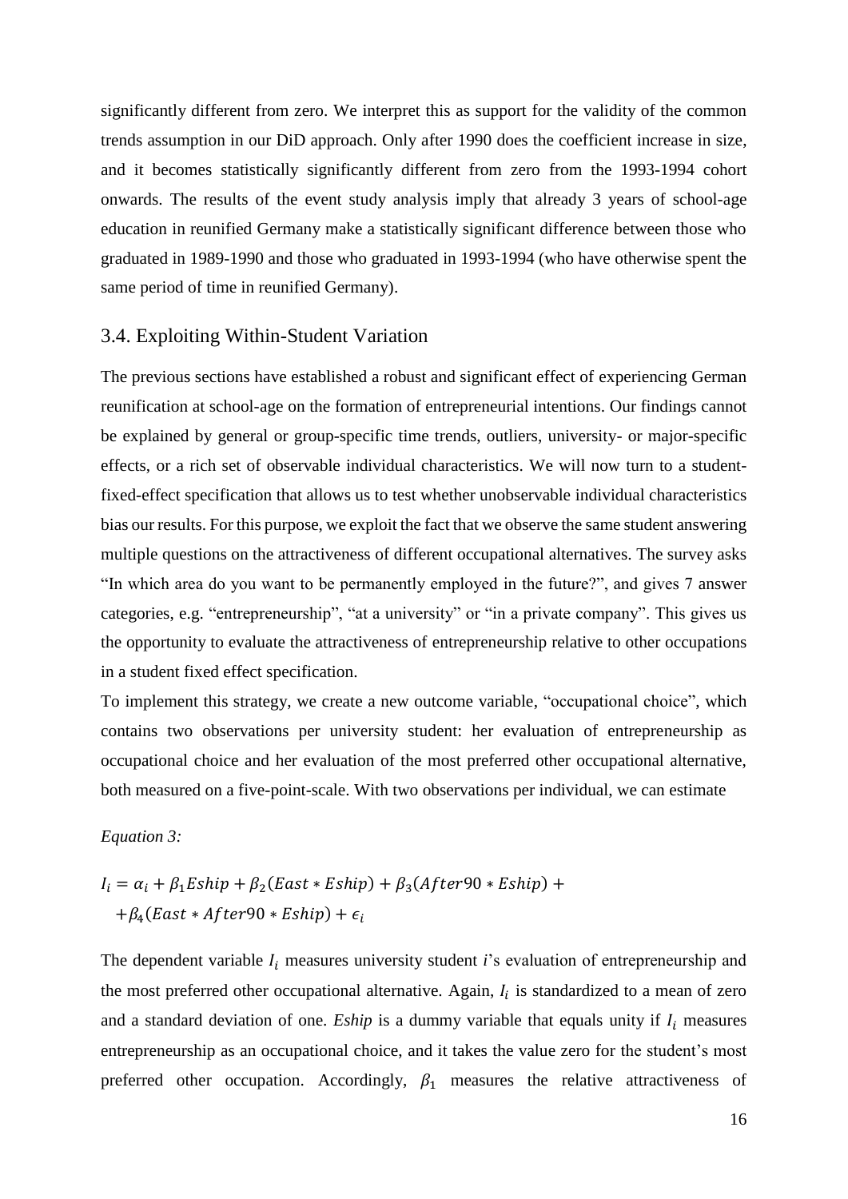significantly different from zero. We interpret this as support for the validity of the common trends assumption in our DiD approach. Only after 1990 does the coefficient increase in size, and it becomes statistically significantly different from zero from the 1993-1994 cohort onwards. The results of the event study analysis imply that already 3 years of school-age education in reunified Germany make a statistically significant difference between those who graduated in 1989-1990 and those who graduated in 1993-1994 (who have otherwise spent the same period of time in reunified Germany).

### 3.4. Exploiting Within-Student Variation

The previous sections have established a robust and significant effect of experiencing German reunification at school-age on the formation of entrepreneurial intentions. Our findings cannot be explained by general or group-specific time trends, outliers, university- or major-specific effects, or a rich set of observable individual characteristics. We will now turn to a student-fixed-effect specification that allows us to test whether unobservable individual characteristics bias our results. For this purpose, we exploit the fact that we observe the same student answering multiple questions on the attractiveness of different occupational alternatives. The survey asks "In which area do you want to be permanently employed in the future?", and gives 7 answer categories, e.g. "entrepreneurship", "at a university" or "in a private company". This gives us the opportunity to evaluate the attractiveness of entrepreneurship relative to other occupations in a student fixed effect specification.

To implement this strategy, we create a new outcome variable, "occupational choice", which contains two observations per university student: her evaluation of entrepreneurship as occupational choice and her evaluation of the most preferred other occupational alternative, both measured on a five-point-scale. With two observations per individual, we can estimate

*Equation 3:*

$$I_i = \alpha_i + \beta_1 Eship + \beta_2 (East * Eship) + \beta_3 (After90 * Eship) +$$
$$+ \beta_4 (East * After90 * Eship) + \epsilon_i$$

The dependent variable $I_i$ measures university student *i*'s evaluation of entrepreneurship and the most preferred other occupational alternative. Again, $I_i$ is standardized to a mean of zero and a standard deviation of one. *Eship* is a dummy variable that equals unity if $I_i$ measures entrepreneurship as an occupational choice, and it takes the value zero for the student's most preferred other occupation. Accordingly, $\beta_1$ measures the relative attractiveness of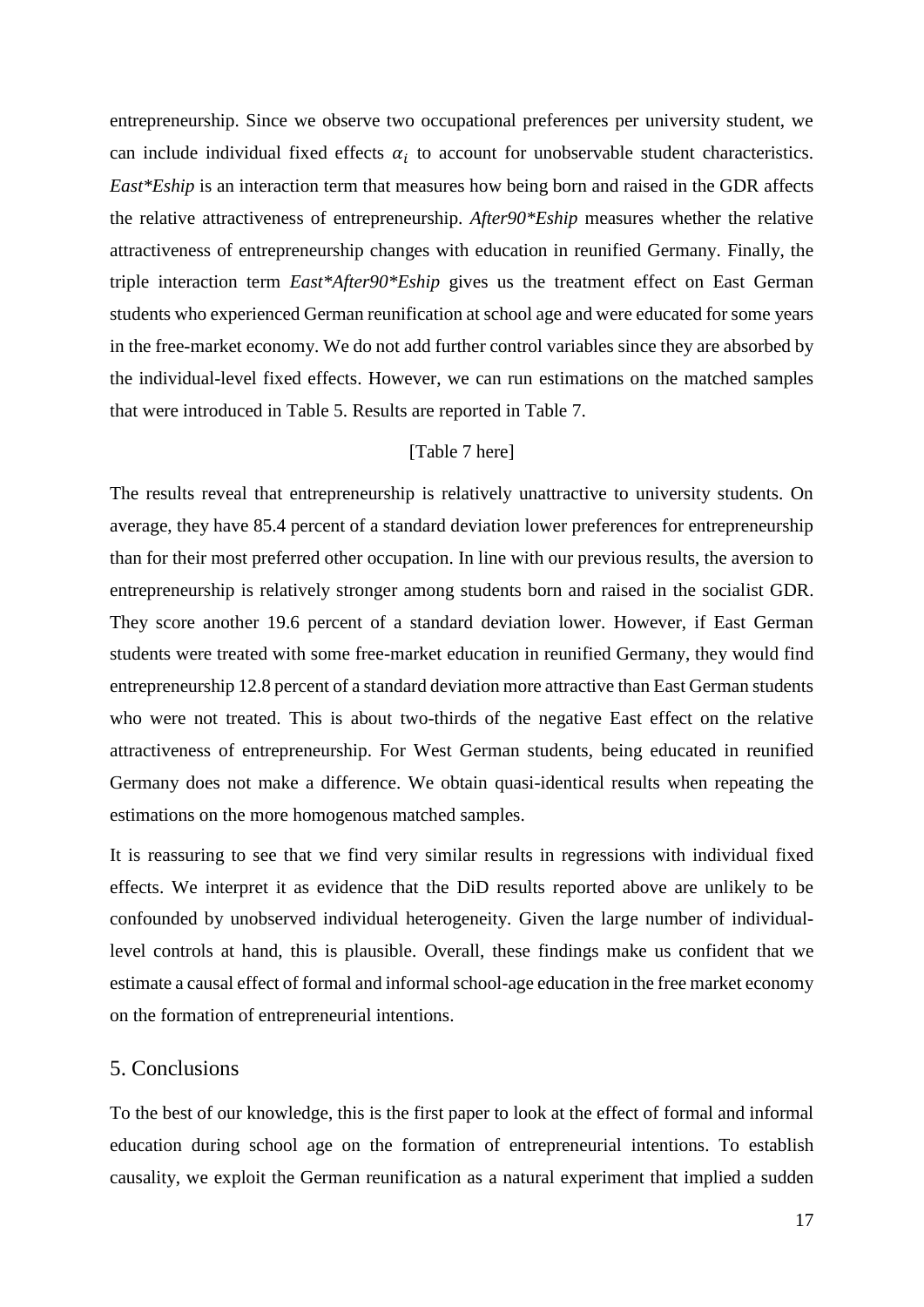entrepreneurship. Since we observe two occupational preferences per university student, we can include individual fixed effects $\alpha_i$ to account for unobservable student characteristics. *East*Eship* is an interaction term that measures how being born and raised in the GDR affects the relative attractiveness of entrepreneurship. *After90*Eship* measures whether the relative attractiveness of entrepreneurship changes with education in reunified Germany. Finally, the triple interaction term *East*After90*Eship* gives us the treatment effect on East German students who experienced German reunification at school age and were educated for some years in the free-market economy. We do not add further control variables since they are absorbed by the individual-level fixed effects. However, we can run estimations on the matched samples that were introduced in Table 5. Results are reported in Table 7.

[Table 7 here]

The results reveal that entrepreneurship is relatively unattractive to university students. On average, they have 85.4 percent of a standard deviation lower preferences for entrepreneurship than for their most preferred other occupation. In line with our previous results, the aversion to entrepreneurship is relatively stronger among students born and raised in the socialist GDR. They score another 19.6 percent of a standard deviation lower. However, if East German students were treated with some free-market education in reunified Germany, they would find entrepreneurship 12.8 percent of a standard deviation more attractive than East German students who were not treated. This is about two-thirds of the negative East effect on the relative attractiveness of entrepreneurship. For West German students, being educated in reunified Germany does not make a difference. We obtain quasi-identical results when repeating the estimations on the more homogenous matched samples.

It is reassuring to see that we find very similar results in regressions with individual fixed effects. We interpret it as evidence that the DiD results reported above are unlikely to be confounded by unobserved individual heterogeneity. Given the large number of individual-level controls at hand, this is plausible. Overall, these findings make us confident that we estimate a causal effect of formal and informal school-age education in the free market economy on the formation of entrepreneurial intentions.

## 5. Conclusions

To the best of our knowledge, this is the first paper to look at the effect of formal and informal education during school age on the formation of entrepreneurial intentions. To establish causality, we exploit the German reunification as a natural experiment that implied a sudden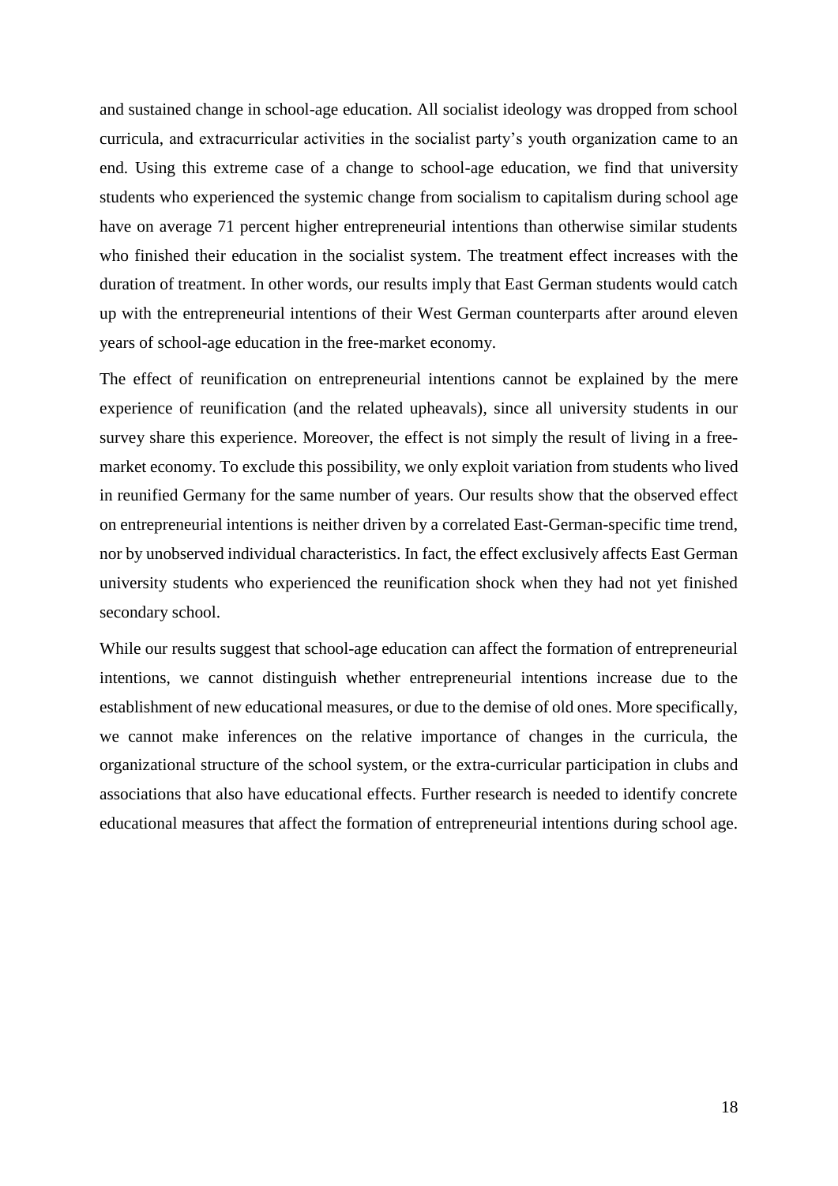and sustained change in school-age education. All socialist ideology was dropped from school curricula, and extracurricular activities in the socialist party's youth organization came to an end. Using this extreme case of a change to school-age education, we find that university students who experienced the systemic change from socialism to capitalism during school age have on average 71 percent higher entrepreneurial intentions than otherwise similar students who finished their education in the socialist system. The treatment effect increases with the duration of treatment. In other words, our results imply that East German students would catch up with the entrepreneurial intentions of their West German counterparts after around eleven years of school-age education in the free-market economy.

The effect of reunification on entrepreneurial intentions cannot be explained by the mere experience of reunification (and the related upheavals), since all university students in our survey share this experience. Moreover, the effect is not simply the result of living in a free-market economy. To exclude this possibility, we only exploit variation from students who lived in reunified Germany for the same number of years. Our results show that the observed effect on entrepreneurial intentions is neither driven by a correlated East-German-specific time trend, nor by unobserved individual characteristics. In fact, the effect exclusively affects East German university students who experienced the reunification shock when they had not yet finished secondary school.

While our results suggest that school-age education can affect the formation of entrepreneurial intentions, we cannot distinguish whether entrepreneurial intentions increase due to the establishment of new educational measures, or due to the demise of old ones. More specifically, we cannot make inferences on the relative importance of changes in the curricula, the organizational structure of the school system, or the extra-curricular participation in clubs and associations that also have educational effects. Further research is needed to identify concrete educational measures that affect the formation of entrepreneurial intentions during school age.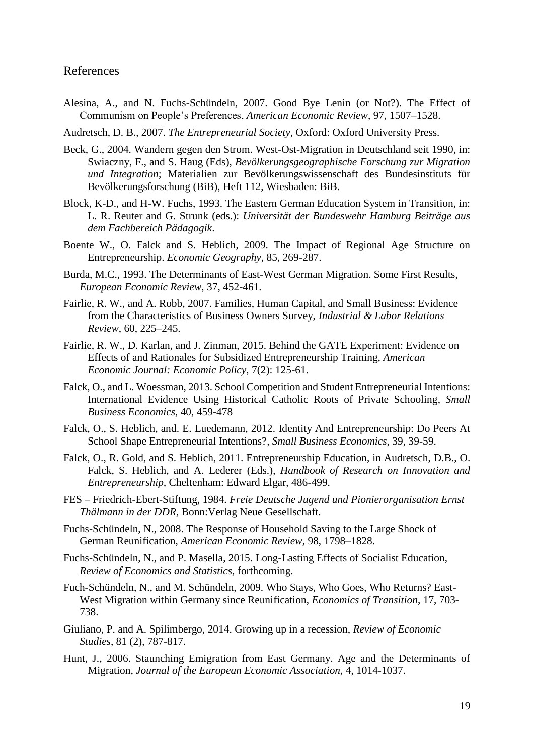# References

Alesina, A., and N. Fuchs-Schündeln, 2007. Good Bye Lenin (or Not?). The Effect of Communism on People's Preferences, *American Economic Review*, 97, 1507–1528.

Audretsch, D. B., 2007. *The Entrepreneurial Society*, Oxford: Oxford University Press.

Beck, G., 2004. Wandern gegen den Strom. West-Ost-Migration in Deutschland seit 1990, in: Swiaczny, F., and S. Haug (Eds), *Bevölkerungsgeographische Forschung zur Migration und Integration*; Materialien zur Bevölkerungswissenschaft des Bundesinstituts für Bevölkerungsforschung (BiB), Heft 112, Wiesbaden: BiB.

Block, K-D., and H-W. Fuchs, 1993. The Eastern German Education System in Transition, in: L. R. Reuter and G. Strunk (eds.): *Universität der Bundeswehr Hamburg Beiträge aus dem Fachbereich Pädagogik*.

Boente W., O. Falck and S. Heblich, 2009. The Impact of Regional Age Structure on Entrepreneurship. *Economic Geography*, 85, 269-287.

Burda, M.C., 1993. The Determinants of East-West German Migration. Some First Results, *European Economic Review*, 37, 452-461.

Fairlie, R. W., and A. Robb, 2007. Families, Human Capital, and Small Business: Evidence from the Characteristics of Business Owners Survey, *Industrial & Labor Relations Review*, 60, 225–245.

Fairlie, R. W., D. Karlan, and J. Zinman, 2015. Behind the GATE Experiment: Evidence on Effects of and Rationales for Subsidized Entrepreneurship Training, *American Economic Journal: Economic Policy*, 7(2): 125-61.

Falck, O., and L. Woessman, 2013. School Competition and Student Entrepreneurial Intentions: International Evidence Using Historical Catholic Roots of Private Schooling, *Small Business Economics*, 40, 459-478

Falck, O., S. Heblich, and. E. Luedemann, 2012. Identity And Entrepreneurship: Do Peers At School Shape Entrepreneurial Intentions?, *Small Business Economics*, 39, 39-59.

Falck, O., R. Gold, and S. Heblich, 2011. Entrepreneurship Education, in Audretsch, D.B., O. Falck, S. Heblich, and A. Lederer (Eds.), *Handbook of Research on Innovation and Entrepreneurship*, Cheltenham: Edward Elgar, 486-499.

FES – Friedrich-Ebert-Stiftung, 1984. *Freie Deutsche Jugend und Pionierorganisation Ernst Thälmann in der DDR*, Bonn:Verlag Neue Gesellschaft.

Fuchs-Schündeln, N., 2008. The Response of Household Saving to the Large Shock of German Reunification, *American Economic Review*, 98, 1798–1828.

Fuchs-Schündeln, N., and P. Masella, 2015. Long-Lasting Effects of Socialist Education, *Review of Economics and Statistics*, forthcoming.

Fuch-Schündeln, N., and M. Schündeln, 2009. Who Stays, Who Goes, Who Returns? East-West Migration within Germany since Reunification, *Economics of Transition*, 17, 703-738.

Giuliano, P. and A. Spilimbergo, 2014. Growing up in a recession, *Review of Economic Studies*, 81 (2), 787-817.

Hunt, J., 2006. Staunching Emigration from East Germany. Age and the Determinants of Migration, *Journal of the European Economic Association*, 4, 1014-1037.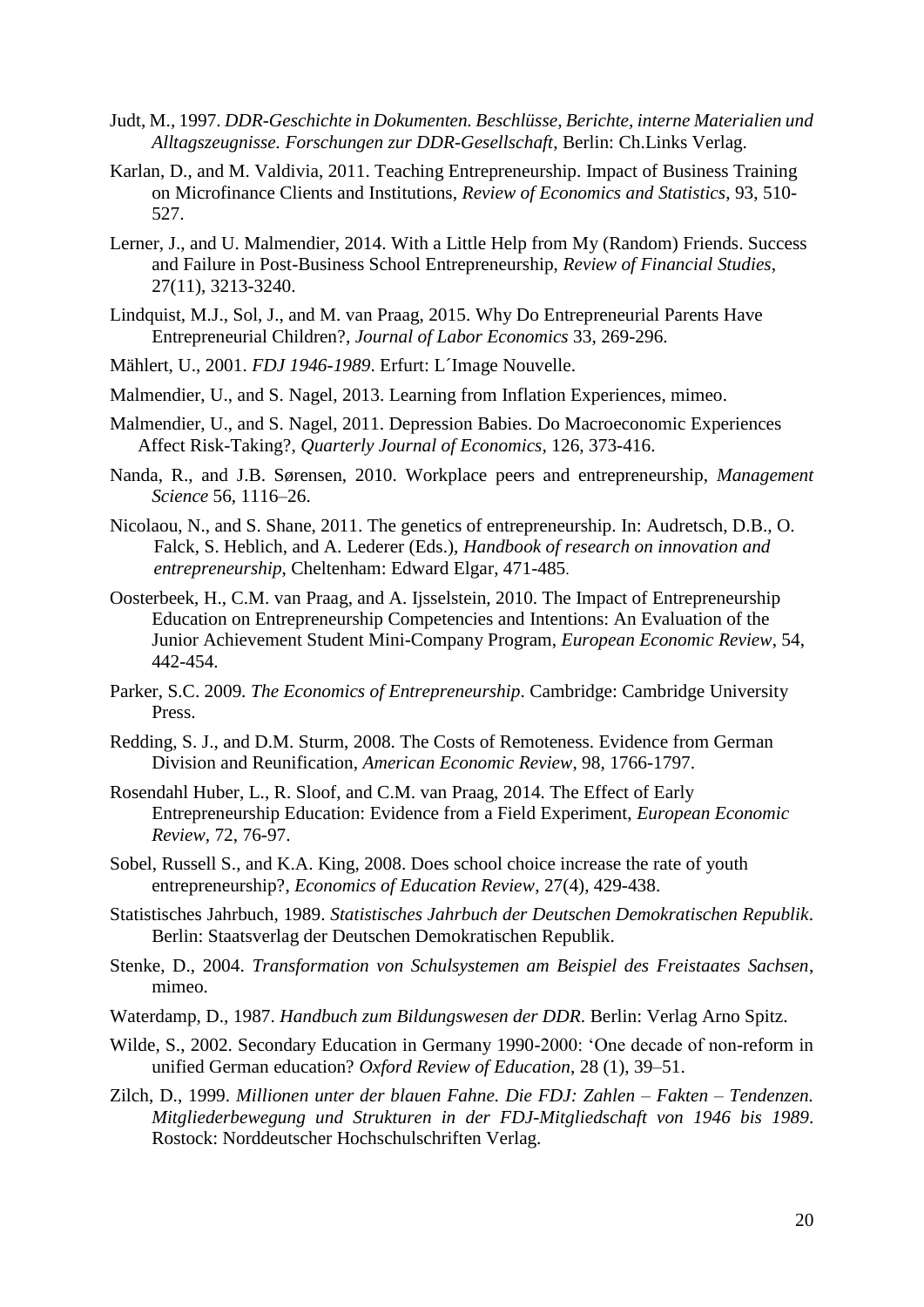Judt, M., 1997. *DDR-Geschichte in Dokumenten. Beschlüsse, Berichte, interne Materialien und Alltagszeugnisse. Forschungen zur DDR-Gesellschaft*, Berlin: Ch.Links Verlag.

Karlan, D., and M. Valdivia, 2011. Teaching Entrepreneurship. Impact of Business Training on Microfinance Clients and Institutions, *Review of Economics and Statistics*, 93, 510-527.

Lerner, J., and U. Malmendier, 2014. With a Little Help from My (Random) Friends. Success and Failure in Post-Business School Entrepreneurship, *Review of Financial Studies*, 27(11), 3213-3240.

Lindquist, M.J., Sol, J., and M. van Praag, 2015. Why Do Entrepreneurial Parents Have Entrepreneurial Children?, *Journal of Labor Economics* 33, 269-296.

Mählert, U., 2001. *FDJ 1946-1989*. Erfurt: L´Image Nouvelle.

Malmendier, U., and S. Nagel, 2013. Learning from Inflation Experiences, mimeo.

Malmendier, U., and S. Nagel, 2011. Depression Babies. Do Macroeconomic Experiences Affect Risk-Taking?, *Quarterly Journal of Economics*, 126, 373-416.

Nanda, R., and J.B. Sørensen, 2010. Workplace peers and entrepreneurship, *Management Science* 56, 1116–26.

Nicolaou, N., and S. Shane, 2011. The genetics of entrepreneurship. In: Audretsch, D.B., O. Falck, S. Heblich, and A. Lederer (Eds.), *Handbook of research on innovation and entrepreneurship*, Cheltenham: Edward Elgar, 471-485.

Oosterbeek, H., C.M. van Praag, and A. Ijsselstein, 2010. The Impact of Entrepreneurship Education on Entrepreneurship Competencies and Intentions: An Evaluation of the Junior Achievement Student Mini-Company Program, *European Economic Review*, 54, 442-454.

Parker, S.C. 2009. *The Economics of Entrepreneurship*. Cambridge: Cambridge University Press.

Redding, S. J., and D.M. Sturm, 2008. The Costs of Remoteness. Evidence from German Division and Reunification, *American Economic Review*, 98, 1766-1797.

Rosendahl Huber, L., R. Sloof, and C.M. van Praag, 2014. The Effect of Early Entrepreneurship Education: Evidence from a Field Experiment, *European Economic Review*, 72, 76-97.

Sobel, Russell S., and K.A. King, 2008. Does school choice increase the rate of youth entrepreneurship?, *Economics of Education Review*, 27(4), 429-438.

Statistisches Jahrbuch, 1989. *Statistisches Jahrbuch der Deutschen Demokratischen Republik*. Berlin: Staatsverlag der Deutschen Demokratischen Republik.

Stenke, D., 2004. *Transformation von Schulsystemen am Beispiel des Freistaates Sachsen*, mimeo.

Waterdamp, D., 1987. *Handbuch zum Bildungswesen der DDR*. Berlin: Verlag Arno Spitz.

Wilde, S., 2002. Secondary Education in Germany 1990-2000: 'One decade of non-reform in unified German education? *Oxford Review of Education*, 28 (1), 39–51.

Zilch, D., 1999. *Millionen unter der blauen Fahne. Die FDJ: Zahlen – Fakten – Tendenzen. Mitgliederbewegung und Strukturen in der FDJ-Mitgliedschaft von 1946 bis 1989*. Rostock: Norddeutscher Hochschulschriften Verlag.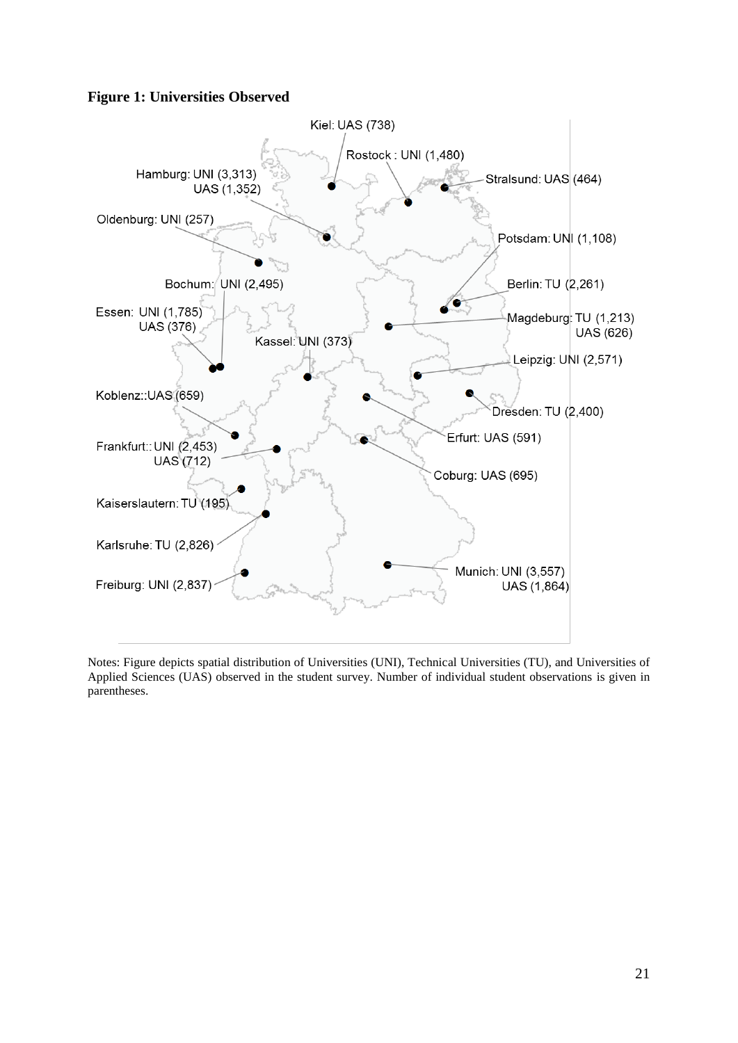**Figure 1: Universities Observed**

Kiel: UAS (738)

Rostock : UNI (1,480)

Hamburg: UNI (3,313)
UAS (1,352)

Stralsund: UAS (464)

Oldenburg: UNI (257)

Potsdam: UNI (1,108)

Bochum: UNI (2,495)

Berlin: TU (2,261)

Essen: UNI (1,785)
UAS (376)

Magdeburg: TU (1,213)
UAS (626)

Kassel: UNI (373)

Leipzig: UNI (2,571)

Koblenz::UAS (659)

Dresden: TU (2,400)

Erfurt: UAS (591)

Frankfurt:: UNI (2,453)
UAS (712)

Coburg: UAS (695)

Kaiserslautern: TU (195)

Karlsruhe: TU (2,826)

Munich: UNI (3,557)
UAS (1,864)

Freiburg: UNI (2,837)

Notes: Figure depicts spatial distribution of Universities (UNI), Technical Universities (TU), and Universities of Applied Sciences (UAS) observed in the student survey. Number of individual student observations is given in parentheses.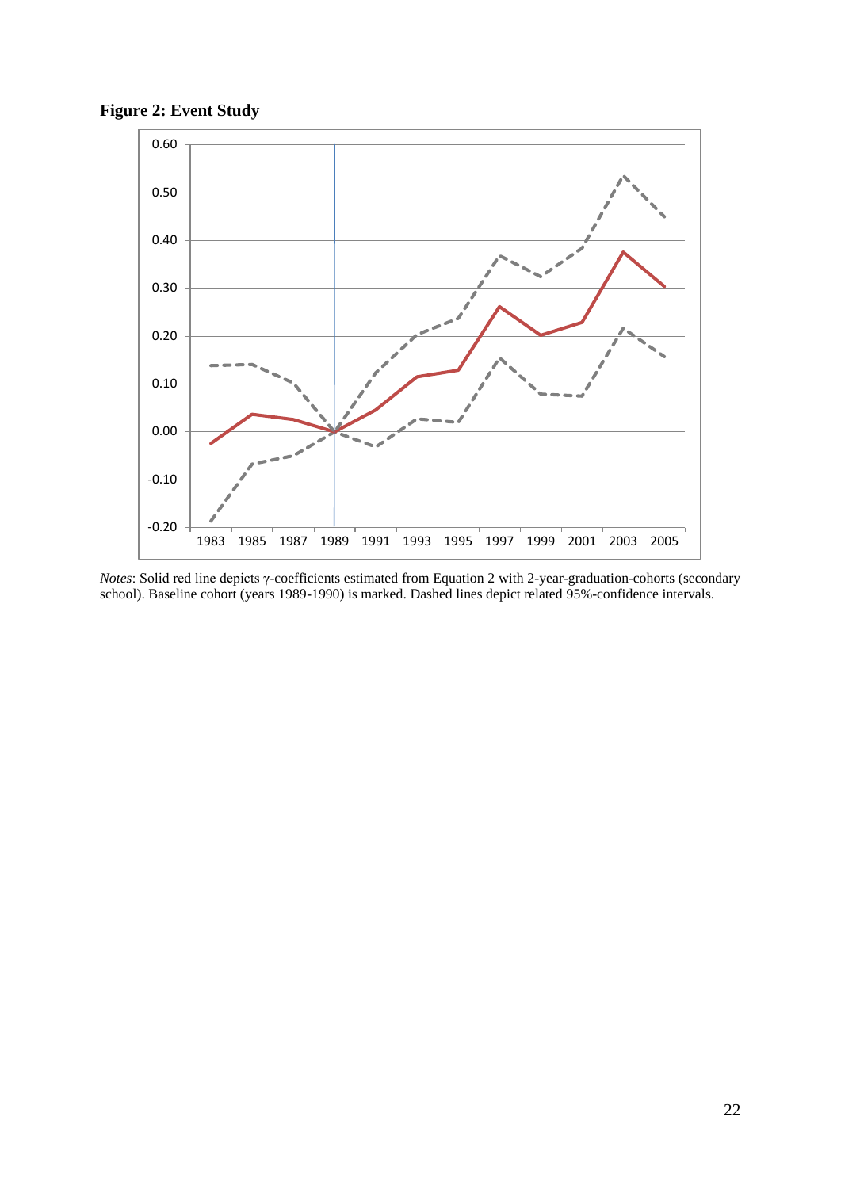**Figure 2: Event Study**

*Notes*: Solid red line depicts γ-coefficients estimated from Equation 2 with 2-year-graduation-cohorts (secondary school). Baseline cohort (years 1989-1990) is marked. Dashed lines depict related 95%-confidence intervals.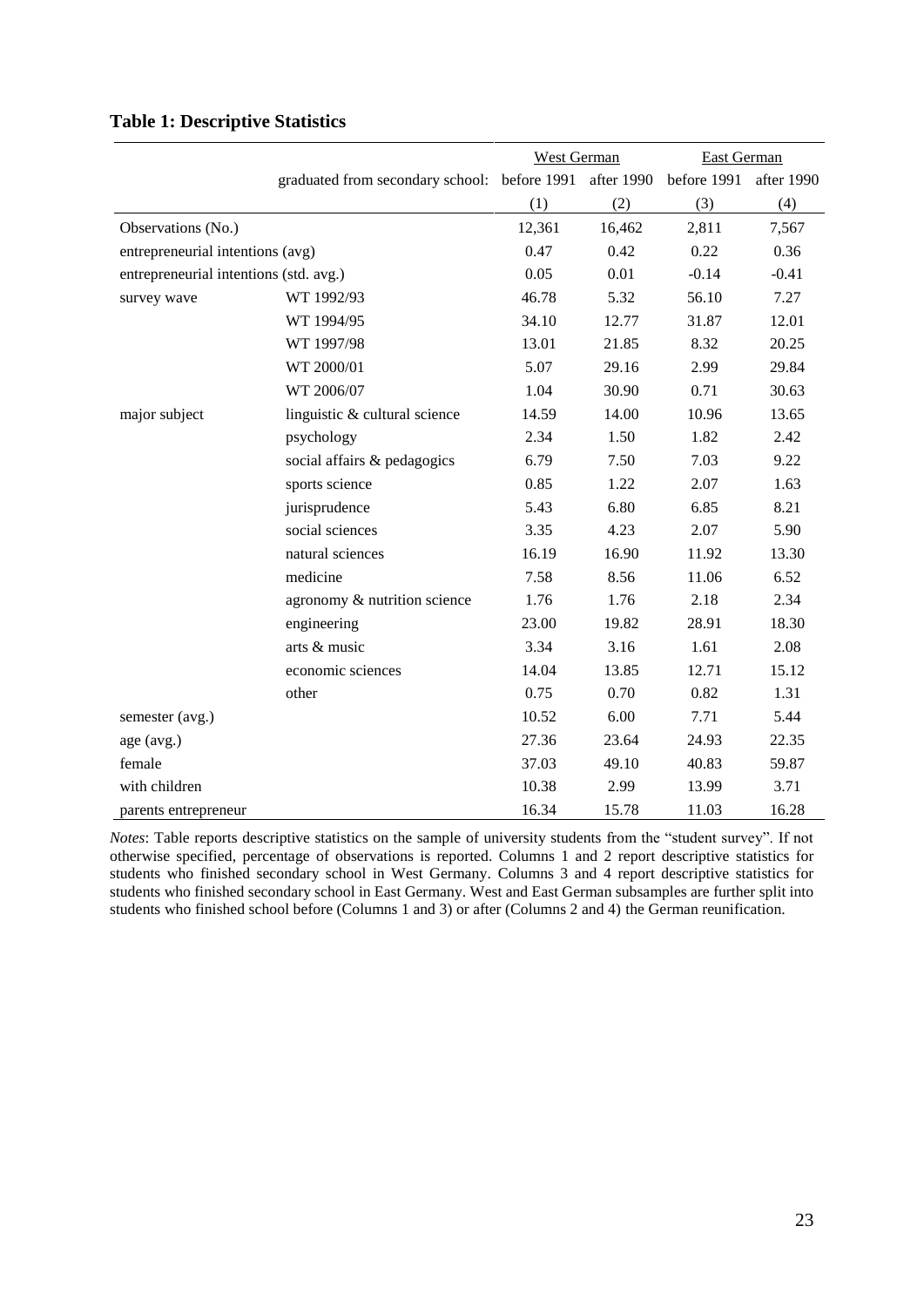**Table 1: Descriptive Statistics**

| | | West German | | East German | |
|---|---|---|---|---|---|
| | graduated from secondary school: | before 1991 | after 1990 | before 1991 | after 1990 |
| | | (1) | (2) | (3) | (4) |
| Observations (No.) | | 12,361 | 16,462 | 2,811 | 7,567 |
| entrepreneurial intentions (avg) | | 0.47 | 0.42 | 0.22 | 0.36 |
| entrepreneurial intentions (std. avg.) | | 0.05 | 0.01 | -0.14 | -0.41 |
| survey wave | WT 1992/93 | 46.78 | 5.32 | 56.10 | 7.27 |
| | WT 1994/95 | 34.10 | 12.77 | 31.87 | 12.01 |
| | WT 1997/98 | 13.01 | 21.85 | 8.32 | 20.25 |
| | WT 2000/01 | 5.07 | 29.16 | 2.99 | 29.84 |
| | WT 2006/07 | 1.04 | 30.90 | 0.71 | 30.63 |
| major subject | linguistic & cultural science | 14.59 | 14.00 | 10.96 | 13.65 |
| | psychology | 2.34 | 1.50 | 1.82 | 2.42 |
| | social affairs & pedagogics | 6.79 | 7.50 | 7.03 | 9.22 |
| | sports science | 0.85 | 1.22 | 2.07 | 1.63 |
| | jurisprudence | 5.43 | 6.80 | 6.85 | 8.21 |
| | social sciences | 3.35 | 4.23 | 2.07 | 5.90 |
| | natural sciences | 16.19 | 16.90 | 11.92 | 13.30 |
| | medicine | 7.58 | 8.56 | 11.06 | 6.52 |
| | agronomy & nutrition science | 1.76 | 1.76 | 2.18 | 2.34 |
| | engineering | 23.00 | 19.82 | 28.91 | 18.30 |
| | arts & music | 3.34 | 3.16 | 1.61 | 2.08 |
| | economic sciences | 14.04 | 13.85 | 12.71 | 15.12 |
| | other | 0.75 | 0.70 | 0.82 | 1.31 |
| semester (avg.) | | 10.52 | 6.00 | 7.71 | 5.44 |
| age (avg.) | | 27.36 | 23.64 | 24.93 | 22.35 |
| female | | 37.03 | 49.10 | 40.83 | 59.87 |
| with children | | 10.38 | 2.99 | 13.99 | 3.71 |
| parents entrepreneur | | 16.34 | 15.78 | 11.03 | 16.28 |

*Notes*: Table reports descriptive statistics on the sample of university students from the "student survey". If not otherwise specified, percentage of observations is reported. Columns 1 and 2 report descriptive statistics for students who finished secondary school in West Germany. Columns 3 and 4 report descriptive statistics for students who finished secondary school in East Germany. West and East German subsamples are further split into students who finished school before (Columns 1 and 3) or after (Columns 2 and 4) the German reunification.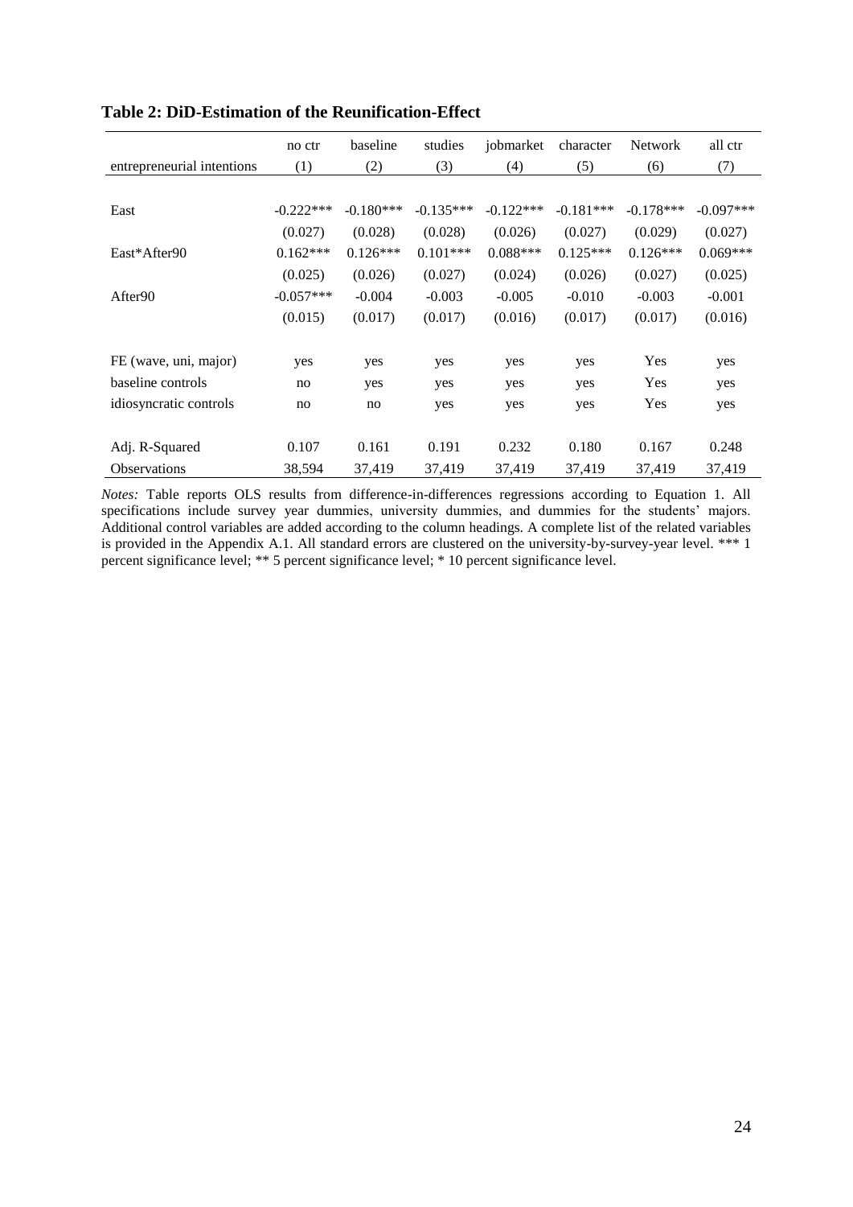**Table 2: DiD-Estimation of the Reunification-Effect**

| entrepreneurial intentions | no ctr (1) | baseline (2) | studies (3) | jobmarket (4) | character (5) | Network (6) | all ctr (7) |
|---|---|---|---|---|---|---|---|
| East | -0.222*** | -0.180*** | -0.135*** | -0.122*** | -0.181*** | -0.178*** | -0.097*** |
| | (0.027) | (0.028) | (0.028) | (0.026) | (0.027) | (0.029) | (0.027) |
| East*After90 | 0.162*** | 0.126*** | 0.101*** | 0.088*** | 0.125*** | 0.126*** | 0.069*** |
| | (0.025) | (0.026) | (0.027) | (0.024) | (0.026) | (0.027) | (0.025) |
| After90 | -0.057*** | -0.004 | -0.003 | -0.005 | -0.010 | -0.003 | -0.001 |
| | (0.015) | (0.017) | (0.017) | (0.016) | (0.017) | (0.017) | (0.016) |
| FE (wave, uni, major) | yes | yes | yes | yes | yes | Yes | yes |
| baseline controls | no | yes | yes | yes | yes | Yes | yes |
| idiosyncratic controls | no | no | yes | yes | yes | Yes | yes |
| Adj. R-Squared | 0.107 | 0.161 | 0.191 | 0.232 | 0.180 | 0.167 | 0.248 |
| Observations | 38,594 | 37,419 | 37,419 | 37,419 | 37,419 | 37,419 | 37,419 |

*Notes:* Table reports OLS results from difference-in-differences regressions according to Equation 1. All specifications include survey year dummies, university dummies, and dummies for the students' majors. Additional control variables are added according to the column headings. A complete list of the related variables is provided in the Appendix A.1. All standard errors are clustered on the university-by-survey-year level. *** 1 percent significance level; ** 5 percent significance level; * 10 percent significance level.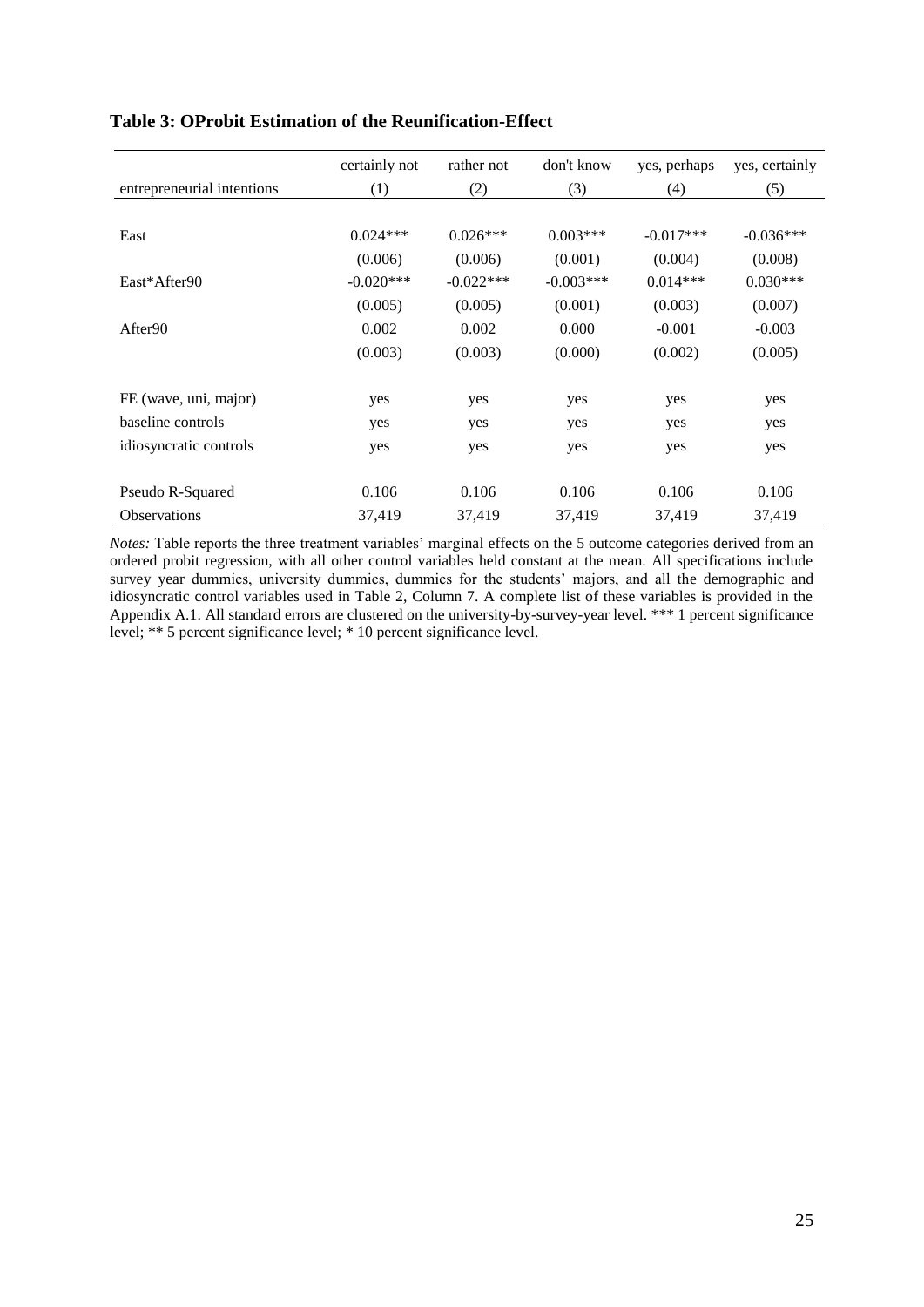**Table 3: OProbit Estimation of the Reunification-Effect**

| entrepreneurial intentions | certainly not (1) | rather not (2) | don't know (3) | yes, perhaps (4) | yes, certainly (5) |
|---|---|---|---|---|---|
| East | 0.024*** | 0.026*** | 0.003*** | -0.017*** | -0.036*** |
| | (0.006) | (0.006) | (0.001) | (0.004) | (0.008) |
| East*After90 | -0.020*** | -0.022*** | -0.003*** | 0.014*** | 0.030*** |
| | (0.005) | (0.005) | (0.001) | (0.003) | (0.007) |
| After90 | 0.002 | 0.002 | 0.000 | -0.001 | -0.003 |
| | (0.003) | (0.003) | (0.000) | (0.002) | (0.005) |
| FE (wave, uni, major) | yes | yes | yes | yes | yes |
| baseline controls | yes | yes | yes | yes | yes |
| idiosyncratic controls | yes | yes | yes | yes | yes |
| Pseudo R-Squared | 0.106 | 0.106 | 0.106 | 0.106 | 0.106 |
| Observations | 37,419 | 37,419 | 37,419 | 37,419 | 37,419 |

*Notes:* Table reports the three treatment variables' marginal effects on the 5 outcome categories derived from an ordered probit regression, with all other control variables held constant at the mean. All specifications include survey year dummies, university dummies, dummies for the students' majors, and all the demographic and idiosyncratic control variables used in Table 2, Column 7. A complete list of these variables is provided in the Appendix A.1. All standard errors are clustered on the university-by-survey-year level. *** 1 percent significance level; ** 5 percent significance level; * 10 percent significance level.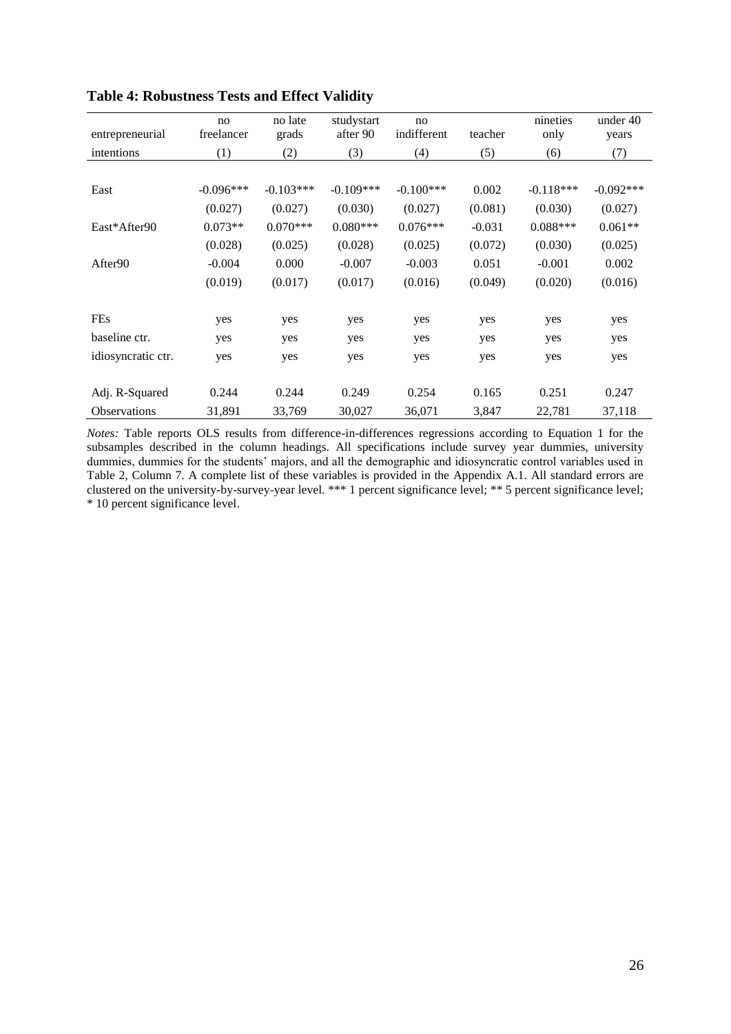**Table 4: Robustness Tests and Effect Validity**

| entrepreneurial intentions | no freelancer (1) | no late grads (2) | studystart after 90 (3) | no indifferent (4) | teacher (5) | nineties only (6) | under 40 years (7) |
|---|---|---|---|---|---|---|---|
| East | -0.096*** | -0.103*** | -0.109*** | -0.100*** | 0.002 | -0.118*** | -0.092*** |
| | (0.027) | (0.027) | (0.030) | (0.027) | (0.081) | (0.030) | (0.027) |
| East*After90 | 0.073** | 0.070*** | 0.080*** | 0.076*** | -0.031 | 0.088*** | 0.061** |
| | (0.028) | (0.025) | (0.028) | (0.025) | (0.072) | (0.030) | (0.025) |
| After90 | -0.004 | 0.000 | -0.007 | -0.003 | 0.051 | -0.001 | 0.002 |
| | (0.019) | (0.017) | (0.017) | (0.016) | (0.049) | (0.020) | (0.016) |
| FEs | yes | yes | yes | yes | yes | yes | yes |
| baseline ctr. | yes | yes | yes | yes | yes | yes | yes |
| idiosyncratic ctr. | yes | yes | yes | yes | yes | yes | yes |
| Adj. R-Squared | 0.244 | 0.244 | 0.249 | 0.254 | 0.165 | 0.251 | 0.247 |
| Observations | 31,891 | 33,769 | 30,027 | 36,071 | 3,847 | 22,781 | 37,118 |

*Notes:* Table reports OLS results from difference-in-differences regressions according to Equation 1 for the subsamples described in the column headings. All specifications include survey year dummies, university dummies, dummies for the students' majors, and all the demographic and idiosyncratic control variables used in Table 2, Column 7. A complete list of these variables is provided in the Appendix A.1. All standard errors are clustered on the university-by-survey-year level. *** 1 percent significance level; ** 5 percent significance level; * 10 percent significance level.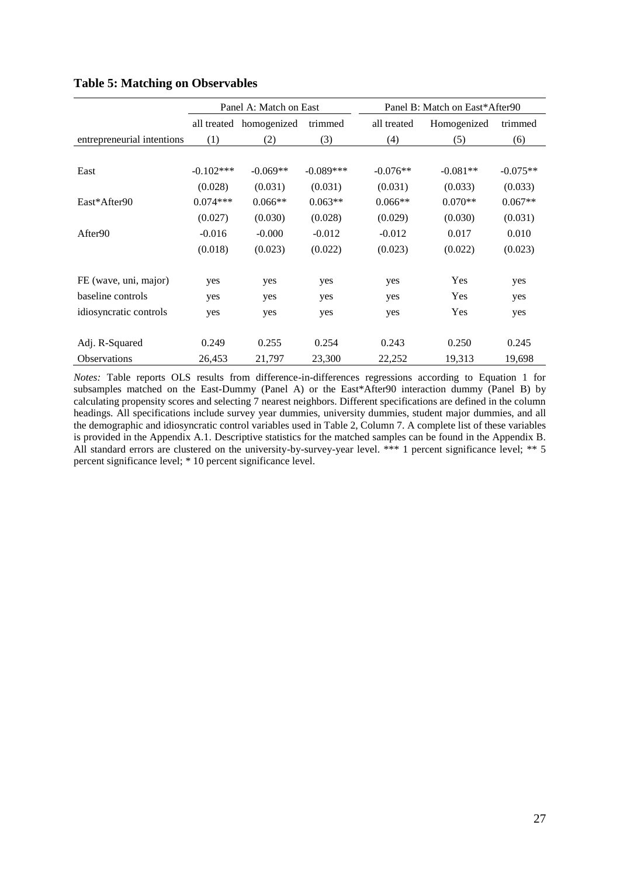**Table 5: Matching on Observables**

| | Panel A: Match on East | | | Panel B: Match on East*After90 | | |
|---|---|---|---|---|---|---|
| | all treated | homogenized | trimmed | all treated | Homogenized | trimmed |
| entrepreneurial intentions | (1) | (2) | (3) | (4) | (5) | (6) |
| East | -0.102*** | -0.069** | -0.089*** | -0.076** | -0.081** | -0.075** |
| | (0.028) | (0.031) | (0.031) | (0.031) | (0.033) | (0.033) |
| East*After90 | 0.074*** | 0.066** | 0.063** | 0.066** | 0.070** | 0.067** |
| | (0.027) | (0.030) | (0.028) | (0.029) | (0.030) | (0.031) |
| After90 | -0.016 | -0.000 | -0.012 | -0.012 | 0.017 | 0.010 |
| | (0.018) | (0.023) | (0.022) | (0.023) | (0.022) | (0.023) |
| FE (wave, uni, major) | yes | yes | yes | yes | Yes | yes |
| baseline controls | yes | yes | yes | yes | Yes | yes |
| idiosyncratic controls | yes | yes | yes | yes | Yes | yes |
| Adj. R-Squared | 0.249 | 0.255 | 0.254 | 0.243 | 0.250 | 0.245 |
| Observations | 26,453 | 21,797 | 23,300 | 22,252 | 19,313 | 19,698 |

*Notes:* Table reports OLS results from difference-in-differences regressions according to Equation 1 for subsamples matched on the East-Dummy (Panel A) or the East*After90 interaction dummy (Panel B) by calculating propensity scores and selecting 7 nearest neighbors. Different specifications are defined in the column headings. All specifications include survey year dummies, university dummies, student major dummies, and all the demographic and idiosyncratic control variables used in Table 2, Column 7. A complete list of these variables is provided in the Appendix A.1. Descriptive statistics for the matched samples can be found in the Appendix B. All standard errors are clustered on the university-by-survey-year level. *** 1 percent significance level; ** 5 percent significance level; * 10 percent significance level.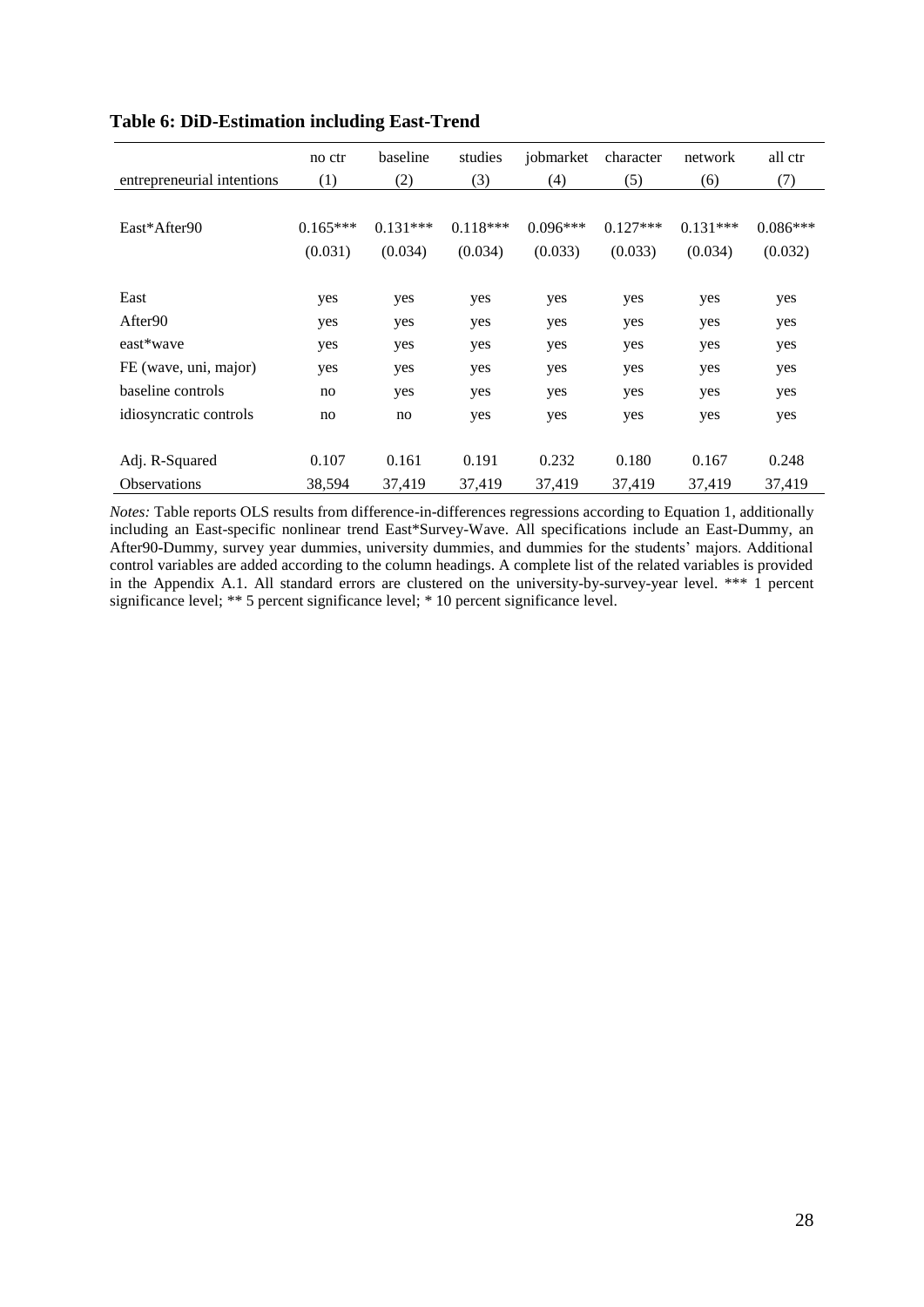**Table 6: DiD-Estimation including East-Trend**

| entrepreneurial intentions | no ctr<br>(1) | baseline<br>(2) | studies<br>(3) | jobmarket<br>(4) | character<br>(5) | network<br>(6) | all ctr<br>(7) |
|---|---|---|---|---|---|---|---|
| East*After90 | 0.165*** | 0.131*** | 0.118*** | 0.096*** | 0.127*** | 0.131*** | 0.086*** |
| | (0.031) | (0.034) | (0.034) | (0.033) | (0.033) | (0.034) | (0.032) |
| East | yes | yes | yes | yes | yes | yes | yes |
| After90 | yes | yes | yes | yes | yes | yes | yes |
| east*wave | yes | yes | yes | yes | yes | yes | yes |
| FE (wave, uni, major) | yes | yes | yes | yes | yes | yes | yes |
| baseline controls | no | yes | yes | yes | yes | yes | yes |
| idiosyncratic controls | no | no | yes | yes | yes | yes | yes |
| Adj. R-Squared | 0.107 | 0.161 | 0.191 | 0.232 | 0.180 | 0.167 | 0.248 |
| Observations | 38,594 | 37,419 | 37,419 | 37,419 | 37,419 | 37,419 | 37,419 |

*Notes:* Table reports OLS results from difference-in-differences regressions according to Equation 1, additionally including an East-specific nonlinear trend East*Survey-Wave. All specifications include an East-Dummy, an After90-Dummy, survey year dummies, university dummies, and dummies for the students' majors. Additional control variables are added according to the column headings. A complete list of the related variables is provided in the Appendix A.1. All standard errors are clustered on the university-by-survey-year level. *** 1 percent significance level; ** 5 percent significance level; * 10 percent significance level.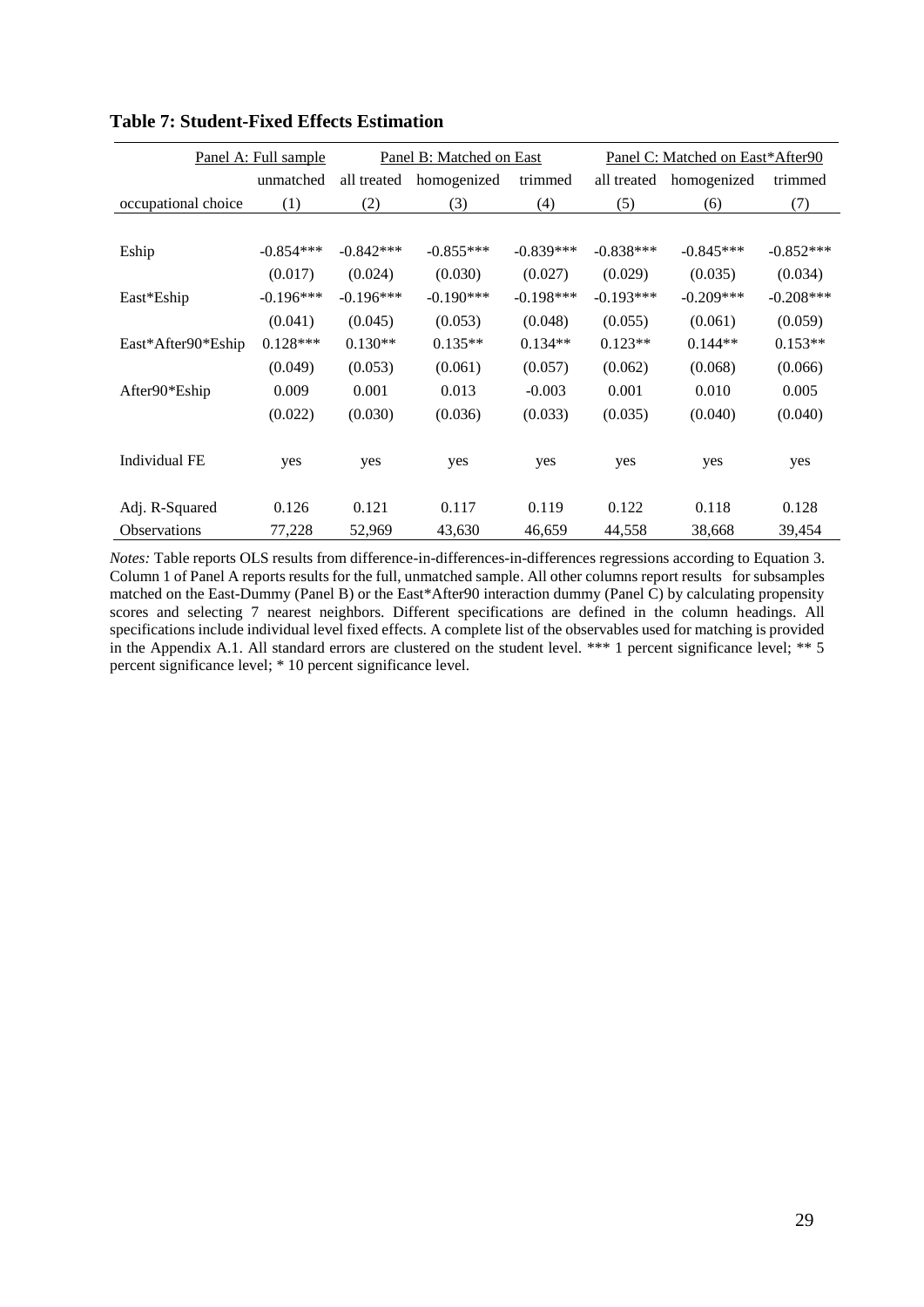**Table 7: Student-Fixed Effects Estimation**

| | Panel A: Full sample | Panel B: Matched on East | | | Panel C: Matched on East*After90 | | |
|---|---|---|---|---|---|---|---|
| | unmatched | all treated | homogenized | trimmed | all treated | homogenized | trimmed |
| occupational choice | (1) | (2) | (3) | (4) | (5) | (6) | (7) |
| Eship | -0.854*** | -0.842*** | -0.855*** | -0.839*** | -0.838*** | -0.845*** | -0.852*** |
| | (0.017) | (0.024) | (0.030) | (0.027) | (0.029) | (0.035) | (0.034) |
| East*Eship | -0.196*** | -0.196*** | -0.190*** | -0.198*** | -0.193*** | -0.209*** | -0.208*** |
| | (0.041) | (0.045) | (0.053) | (0.048) | (0.055) | (0.061) | (0.059) |
| East*After90*Eship | 0.128*** | 0.130** | 0.135** | 0.134** | 0.123** | 0.144** | 0.153** |
| | (0.049) | (0.053) | (0.061) | (0.057) | (0.062) | (0.068) | (0.066) |
| After90*Eship | 0.009 | 0.001 | 0.013 | -0.003 | 0.001 | 0.010 | 0.005 |
| | (0.022) | (0.030) | (0.036) | (0.033) | (0.035) | (0.040) | (0.040) |
| Individual FE | yes | yes | yes | yes | yes | yes | yes |
| Adj. R-Squared | 0.126 | 0.121 | 0.117 | 0.119 | 0.122 | 0.118 | 0.128 |
| Observations | 77,228 | 52,969 | 43,630 | 46,659 | 44,558 | 38,668 | 39,454 |

*Notes:* Table reports OLS results from difference-in-differences-in-differences regressions according to Equation 3. Column 1 of Panel A reports results for the full, unmatched sample. All other columns report results for subsamples matched on the East-Dummy (Panel B) or the East*After90 interaction dummy (Panel C) by calculating propensity scores and selecting 7 nearest neighbors. Different specifications are defined in the column headings. All specifications include individual level fixed effects. A complete list of the observables used for matching is provided in the Appendix A.1. All standard errors are clustered on the student level. *** 1 percent significance level; ** 5 percent significance level; * 10 percent significance level.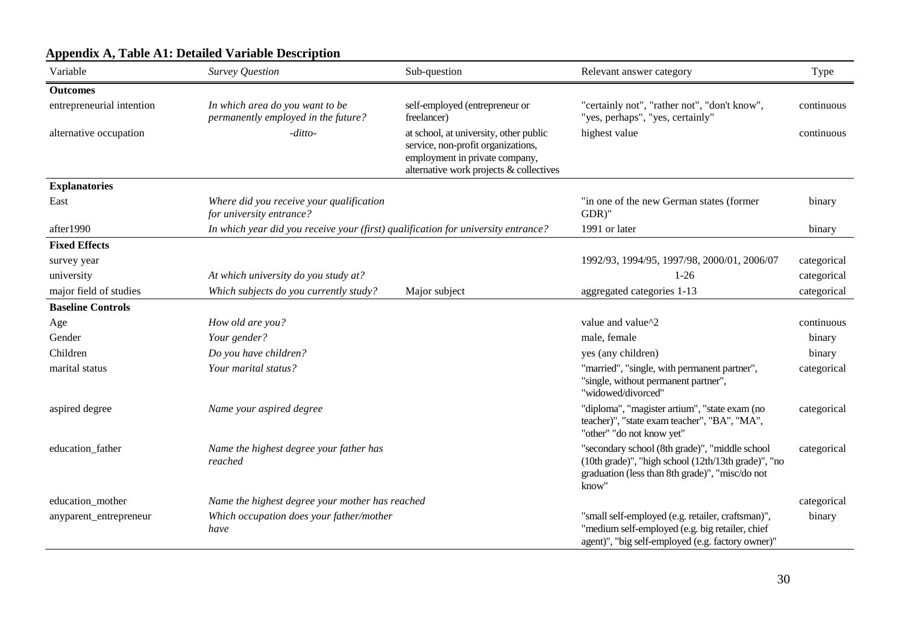## Appendix A, Table A1: Detailed Variable Description

| Variable | *Survey Question* | Sub-question | Relevant answer category | Type |
|---|---|---|---|---|
| **Outcomes** | | | | |
| entrepreneurial intention | *In which area do you want to be permanently employed in the future?* | self-employed (entrepreneur or freelancer) | "certainly not", "rather not", "don't know", "yes, perhaps", "yes, certainly" | continuous |
| alternative occupation | *-ditto-* | at school, at university, other public service, non-profit organizations, employment in private company, alternative work projects & collectives | highest value | continuous |
| **Explanatories** | | | | |
| East | *Where did you receive your qualification for university entrance?* | | "in one of the new German states (former GDR)" | binary |
| after1990 | *In which year did you receive your (first) qualification for university entrance?* | | 1991 or later | binary |
| **Fixed Effects** | | | | |
| survey year | | | 1992/93, 1994/95, 1997/98, 2000/01, 2006/07 | categorical |
| university | *At which university do you study at?* | | 1-26 | categorical |
| major field of studies | *Which subjects do you currently study?* | Major subject | aggregated categories 1-13 | categorical |
| **Baseline Controls** | | | | |
| Age | *How old are you?* | | value and value^2 | continuous |
| Gender | *Your gender?* | | male, female | binary |
| Children | *Do you have children?* | | yes (any children) | binary |
| marital status | *Your marital status?* | | "married", "single, with permanent partner", "single, without permanent partner", "widowed/divorced" | categorical |
| aspired degree | *Name your aspired degree* | | "diploma", "magister artium", "state exam (no teacher)", "state exam teacher", "BA", "MA", "other" "do not know yet" | categorical |
| education_father | *Name the highest degree your father has reached* | | "secondary school (8th grade)", "middle school (10th grade)", "high school (12th/13th grade)", "no graduation (less than 8th grade)", "misc/do not know" | categorical |
| education_mother | *Name the highest degree your mother has reached* | | | categorical |
| anyparent_entrepreneur | *Which occupation does your father/mother have* | | "small self-employed (e.g. retailer, craftsman)", "medium self-employed (e.g. big retailer, chief agent)", "big self-employed (e.g. factory owner)" | binary |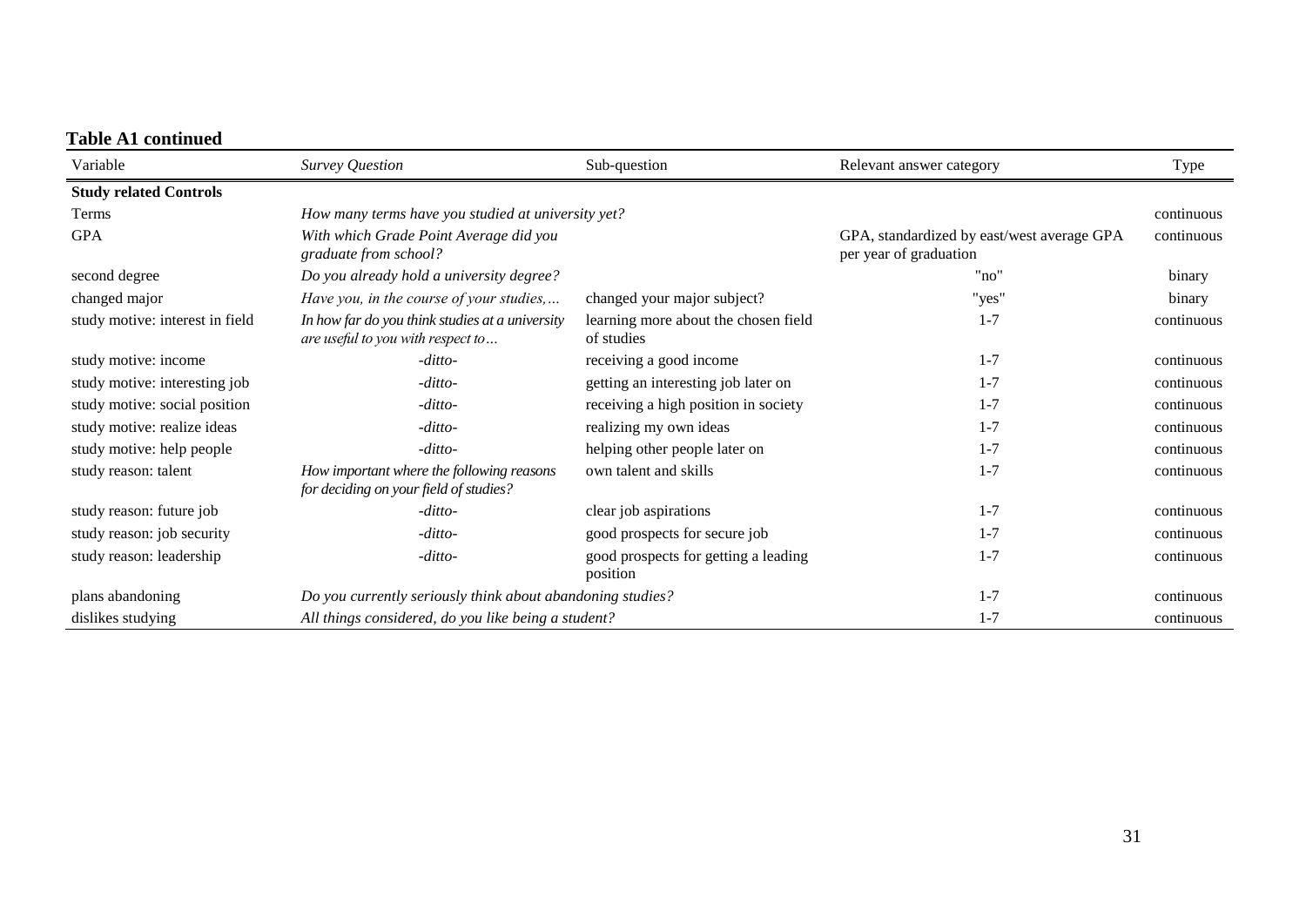**Table A1 continued**

| Variable | *Survey Question* | Sub-question | Relevant answer category | Type |
|---|---|---|---|---|
| **Study related Controls** | | | | |
| Terms | *How many terms have you studied at university yet?* | | | continuous |
| GPA | *With which Grade Point Average did you graduate from school?* | | GPA, standardized by east/west average GPA per year of graduation | continuous |
| second degree | *Do you already hold a university degree?* | | "no" | binary |
| changed major | *Have you, in the course of your studies,…* | changed your major subject? | "yes" | binary |
| study motive: interest in field | *In how far do you think studies at a university are useful to you with respect to…* | learning more about the chosen field of studies | 1-7 | continuous |
| study motive: income | *-ditto-* | receiving a good income | 1-7 | continuous |
| study motive: interesting job | *-ditto-* | getting an interesting job later on | 1-7 | continuous |
| study motive: social position | *-ditto-* | receiving a high position in society | 1-7 | continuous |
| study motive: realize ideas | *-ditto-* | realizing my own ideas | 1-7 | continuous |
| study motive: help people | *-ditto-* | helping other people later on | 1-7 | continuous |
| study reason: talent | *How important where the following reasons for deciding on your field of studies?* | own talent and skills | 1-7 | continuous |
| study reason: future job | *-ditto-* | clear job aspirations | 1-7 | continuous |
| study reason: job security | *-ditto-* | good prospects for secure job | 1-7 | continuous |
| study reason: leadership | *-ditto-* | good prospects for getting a leading position | 1-7 | continuous |
| plans abandoning | *Do you currently seriously think about abandoning studies?* | | 1-7 | continuous |
| dislikes studying | *All things considered, do you like being a student?* | | 1-7 | continuous |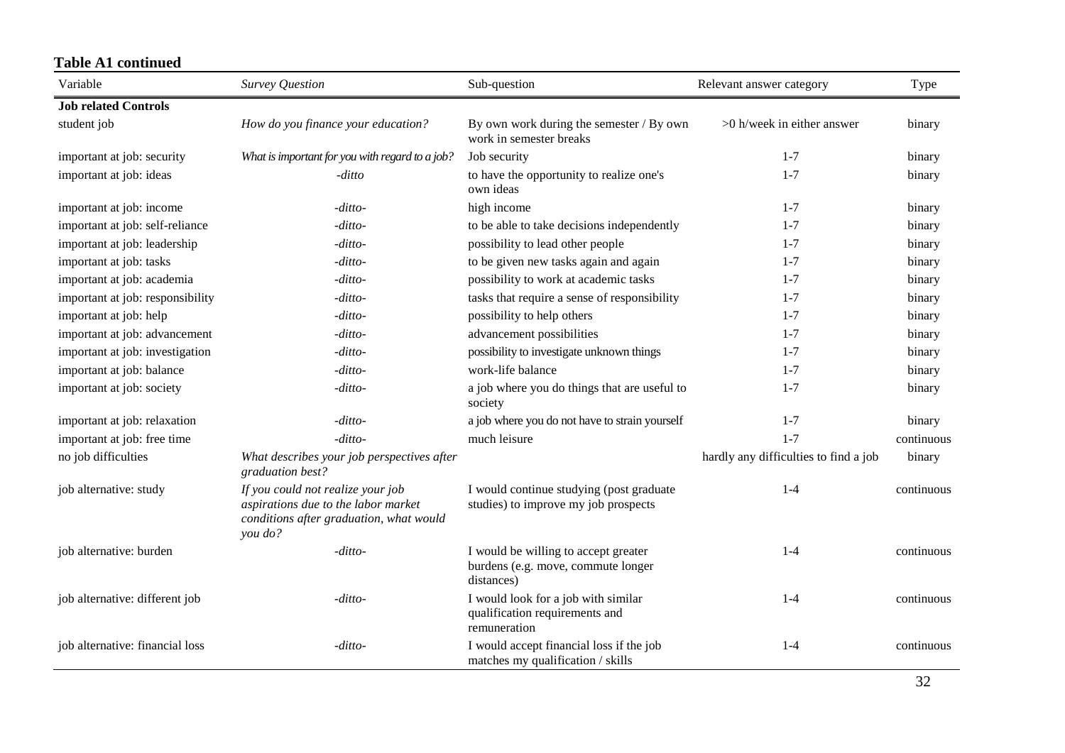**Table A1 continued**

| Variable | *Survey Question* | Sub-question | Relevant answer category | Type |
|---|---|---|---|---|
| **Job related Controls** | | | | |
| student job | *How do you finance your education?* | By own work during the semester / By own work in semester breaks | >0 h/week in either answer | binary |
| important at job: security | *What is important for you with regard to a job?* | Job security | 1-7 | binary |
| important at job: ideas | *-ditto* | to have the opportunity to realize one's own ideas | 1-7 | binary |
| important at job: income | *-ditto-* | high income | 1-7 | binary |
| important at job: self-reliance | *-ditto-* | to be able to take decisions independently | 1-7 | binary |
| important at job: leadership | *-ditto-* | possibility to lead other people | 1-7 | binary |
| important at job: tasks | *-ditto-* | to be given new tasks again and again | 1-7 | binary |
| important at job: academia | *-ditto-* | possibility to work at academic tasks | 1-7 | binary |
| important at job: responsibility | *-ditto-* | tasks that require a sense of responsibility | 1-7 | binary |
| important at job: help | *-ditto-* | possibility to help others | 1-7 | binary |
| important at job: advancement | *-ditto-* | advancement possibilities | 1-7 | binary |
| important at job: investigation | *-ditto-* | possibility to investigate unknown things | 1-7 | binary |
| important at job: balance | *-ditto-* | work-life balance | 1-7 | binary |
| important at job: society | *-ditto-* | a job where you do things that are useful to society | 1-7 | binary |
| important at job: relaxation | *-ditto-* | a job where you do not have to strain yourself | 1-7 | binary |
| important at job: free time | *-ditto-* | much leisure | 1-7 | continuous |
| no job difficulties | *What describes your job perspectives after graduation best?* | | hardly any difficulties to find a job | binary |
| job alternative: study | *If you could not realize your job aspirations due to the labor market conditions after graduation, what would you do?* | I would continue studying (post graduate studies) to improve my job prospects | 1-4 | continuous |
| job alternative: burden | *-ditto-* | I would be willing to accept greater burdens (e.g. move, commute longer distances) | 1-4 | continuous |
| job alternative: different job | *-ditto-* | I would look for a job with similar qualification requirements and remuneration | 1-4 | continuous |
| job alternative: financial loss | *-ditto-* | I would accept financial loss if the job matches my qualification / skills | 1-4 | continuous |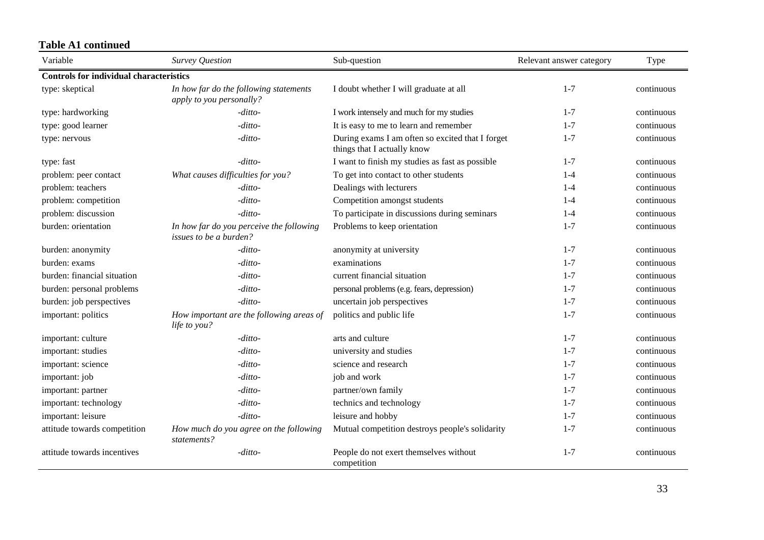**Table A1 continued**

| Variable | *Survey Question* | Sub-question | Relevant answer category | Type |
|---|---|---|---|---|
| **Controls for individual characteristics** | | | | |
| type: skeptical | *In how far do the following statements apply to you personally?* | I doubt whether I will graduate at all | 1-7 | continuous |
| type: hardworking | *-ditto-* | I work intensely and much for my studies | 1-7 | continuous |
| type: good learner | *-ditto-* | It is easy to me to learn and remember | 1-7 | continuous |
| type: nervous | *-ditto-* | During exams I am often so excited that I forget things that I actually know | 1-7 | continuous |
| type: fast | *-ditto-* | I want to finish my studies as fast as possible | 1-7 | continuous |
| problem: peer contact | *What causes difficulties for you?* | To get into contact to other students | 1-4 | continuous |
| problem: teachers | *-ditto-* | Dealings with lecturers | 1-4 | continuous |
| problem: competition | *-ditto-* | Competition amongst students | 1-4 | continuous |
| problem: discussion | *-ditto-* | To participate in discussions during seminars | 1-4 | continuous |
| burden: orientation | *In how far do you perceive the following issues to be a burden?* | Problems to keep orientation | 1-7 | continuous |
| burden: anonymity | *-ditto-* | anonymity at university | 1-7 | continuous |
| burden: exams | *-ditto-* | examinations | 1-7 | continuous |
| burden: financial situation | *-ditto-* | current financial situation | 1-7 | continuous |
| burden: personal problems | *-ditto-* | personal problems (e.g. fears, depression) | 1-7 | continuous |
| burden: job perspectives | *-ditto-* | uncertain job perspectives | 1-7 | continuous |
| important: politics | *How important are the following areas of life to you?* | politics and public life | 1-7 | continuous |
| important: culture | *-ditto-* | arts and culture | 1-7 | continuous |
| important: studies | *-ditto-* | university and studies | 1-7 | continuous |
| important: science | *-ditto-* | science and research | 1-7 | continuous |
| important: job | *-ditto-* | job and work | 1-7 | continuous |
| important: partner | *-ditto-* | partner/own family | 1-7 | continuous |
| important: technology | *-ditto-* | technics and technology | 1-7 | continuous |
| important: leisure | *-ditto-* | leisure and hobby | 1-7 | continuous |
| attitude towards competition | *How much do you agree on the following statements?* | Mutual competition destroys people's solidarity | 1-7 | continuous |
| attitude towards incentives | *-ditto-* | People do not exert themselves without competition | 1-7 | continuous |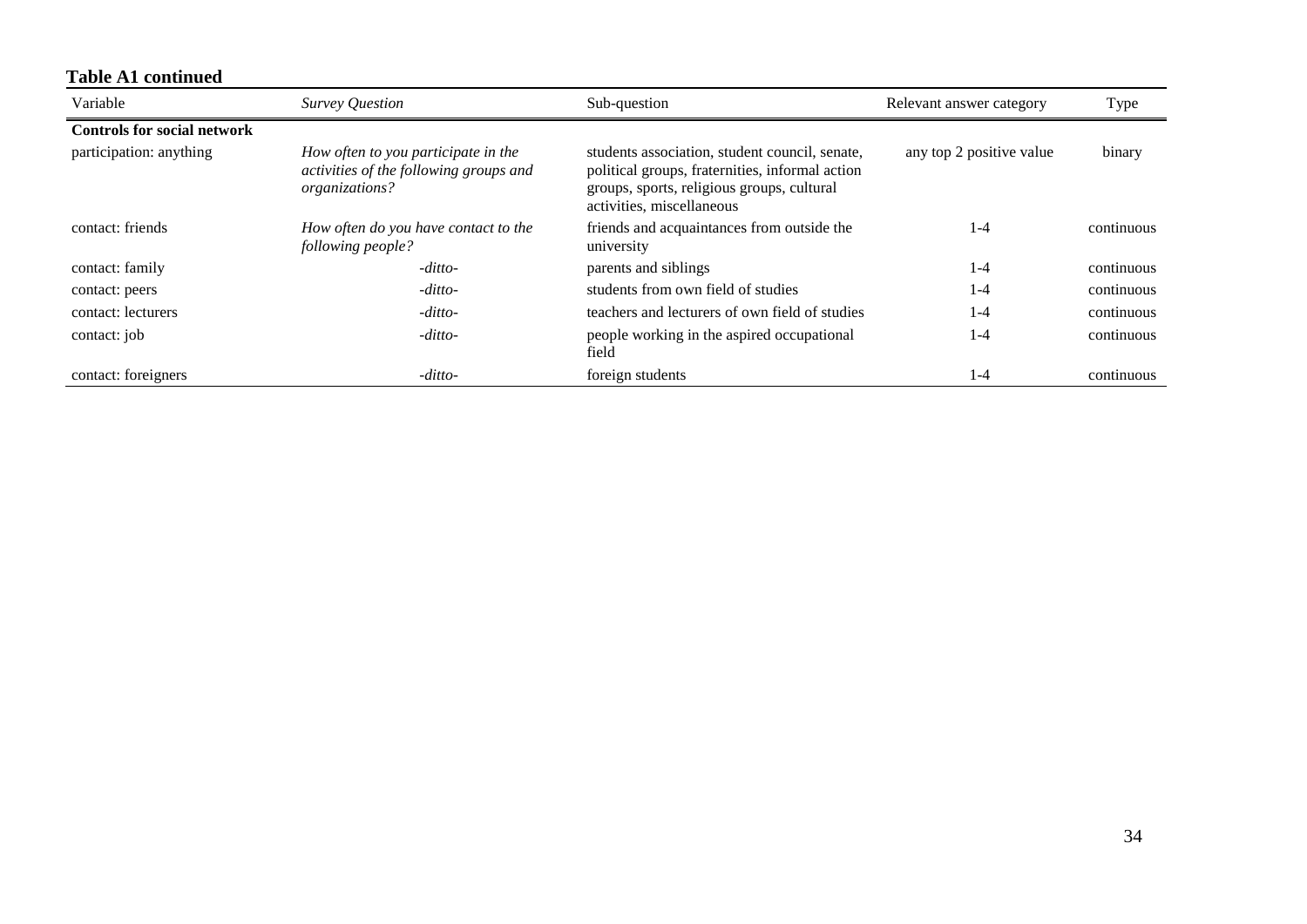**Table A1 continued**

| Variable | *Survey Question* | Sub-question | Relevant answer category | Type |
|---|---|---|---|---|
| **Controls for social network** | | | | |
| participation: anything | *How often to you participate in the activities of the following groups and organizations?* | students association, student council, senate, political groups, fraternities, informal action groups, sports, religious groups, cultural activities, miscellaneous | any top 2 positive value | binary |
| contact: friends | *How often do you have contact to the following people?* | friends and acquaintances from outside the university | 1-4 | continuous |
| contact: family | *-ditto-* | parents and siblings | 1-4 | continuous |
| contact: peers | *-ditto-* | students from own field of studies | 1-4 | continuous |
| contact: lecturers | *-ditto-* | teachers and lecturers of own field of studies | 1-4 | continuous |
| contact: job | *-ditto-* | people working in the aspired occupational field | 1-4 | continuous |
| contact: foreigners | *-ditto-* | foreign students | 1-4 | continuous |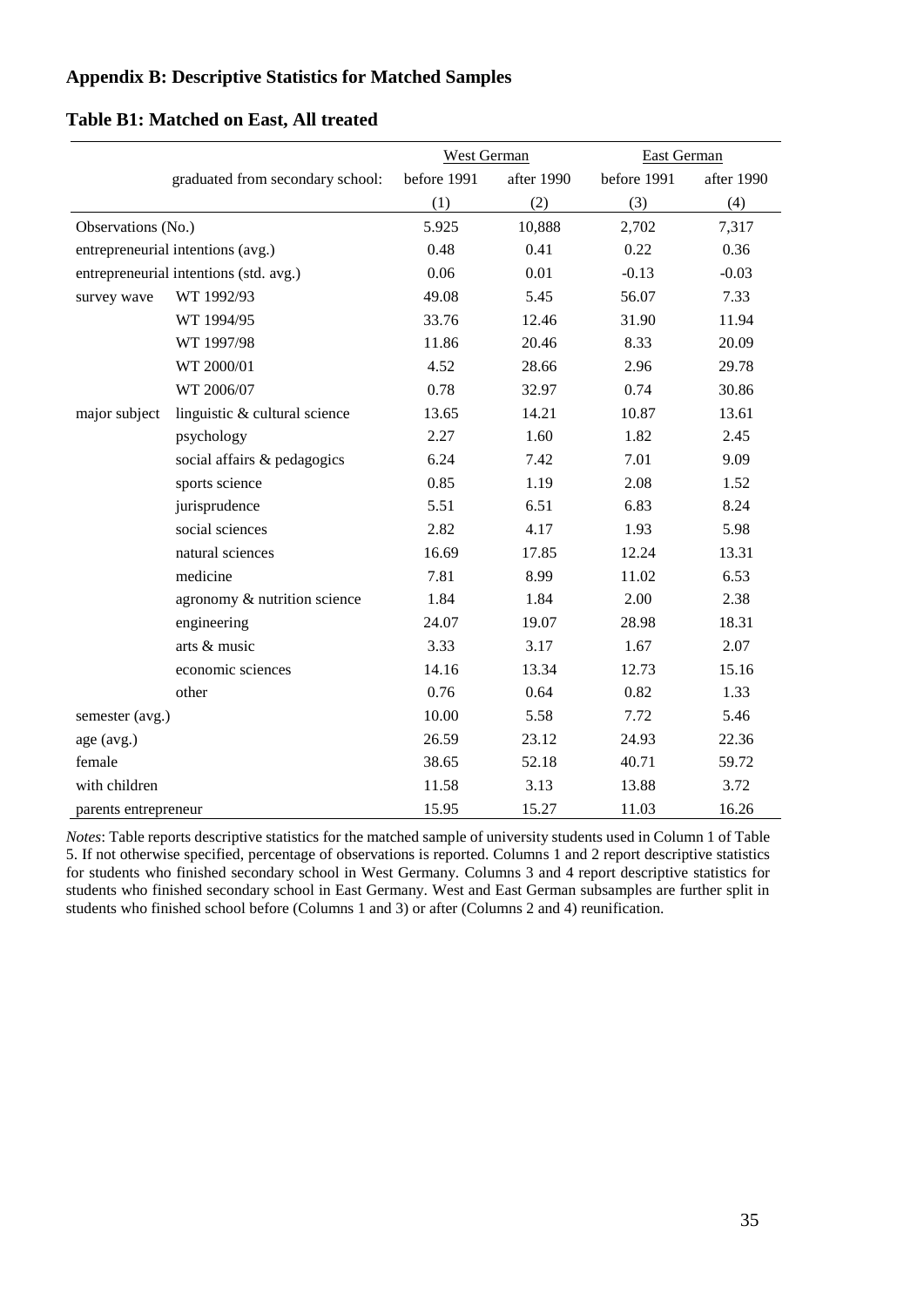## Appendix B: Descriptive Statistics for Matched Samples

### Table B1: Matched on East, All treated

| | | West German | | East German | |
|---|---|---|---|---|---|
| | graduated from secondary school: | before 1991 | after 1990 | before 1991 | after 1990 |
| | | (1) | (2) | (3) | (4) |
| Observations (No.) | | 5.925 | 10,888 | 2,702 | 7,317 |
| entrepreneurial intentions (avg.) | | 0.48 | 0.41 | 0.22 | 0.36 |
| entrepreneurial intentions (std. avg.) | | 0.06 | 0.01 | -0.13 | -0.03 |
| survey wave | WT 1992/93 | 49.08 | 5.45 | 56.07 | 7.33 |
| | WT 1994/95 | 33.76 | 12.46 | 31.90 | 11.94 |
| | WT 1997/98 | 11.86 | 20.46 | 8.33 | 20.09 |
| | WT 2000/01 | 4.52 | 28.66 | 2.96 | 29.78 |
| | WT 2006/07 | 0.78 | 32.97 | 0.74 | 30.86 |
| major subject | linguistic & cultural science | 13.65 | 14.21 | 10.87 | 13.61 |
| | psychology | 2.27 | 1.60 | 1.82 | 2.45 |
| | social affairs & pedagogics | 6.24 | 7.42 | 7.01 | 9.09 |
| | sports science | 0.85 | 1.19 | 2.08 | 1.52 |
| | jurisprudence | 5.51 | 6.51 | 6.83 | 8.24 |
| | social sciences | 2.82 | 4.17 | 1.93 | 5.98 |
| | natural sciences | 16.69 | 17.85 | 12.24 | 13.31 |
| | medicine | 7.81 | 8.99 | 11.02 | 6.53 |
| | agronomy & nutrition science | 1.84 | 1.84 | 2.00 | 2.38 |
| | engineering | 24.07 | 19.07 | 28.98 | 18.31 |
| | arts & music | 3.33 | 3.17 | 1.67 | 2.07 |
| | economic sciences | 14.16 | 13.34 | 12.73 | 15.16 |
| | other | 0.76 | 0.64 | 0.82 | 1.33 |
| semester (avg.) | | 10.00 | 5.58 | 7.72 | 5.46 |
| age (avg.) | | 26.59 | 23.12 | 24.93 | 22.36 |
| female | | 38.65 | 52.18 | 40.71 | 59.72 |
| with children | | 11.58 | 3.13 | 13.88 | 3.72 |
| parents entrepreneur | | 15.95 | 15.27 | 11.03 | 16.26 |

*Notes*: Table reports descriptive statistics for the matched sample of university students used in Column 1 of Table 5. If not otherwise specified, percentage of observations is reported. Columns 1 and 2 report descriptive statistics for students who finished secondary school in West Germany. Columns 3 and 4 report descriptive statistics for students who finished secondary school in East Germany. West and East German subsamples are further split in students who finished school before (Columns 1 and 3) or after (Columns 2 and 4) reunification.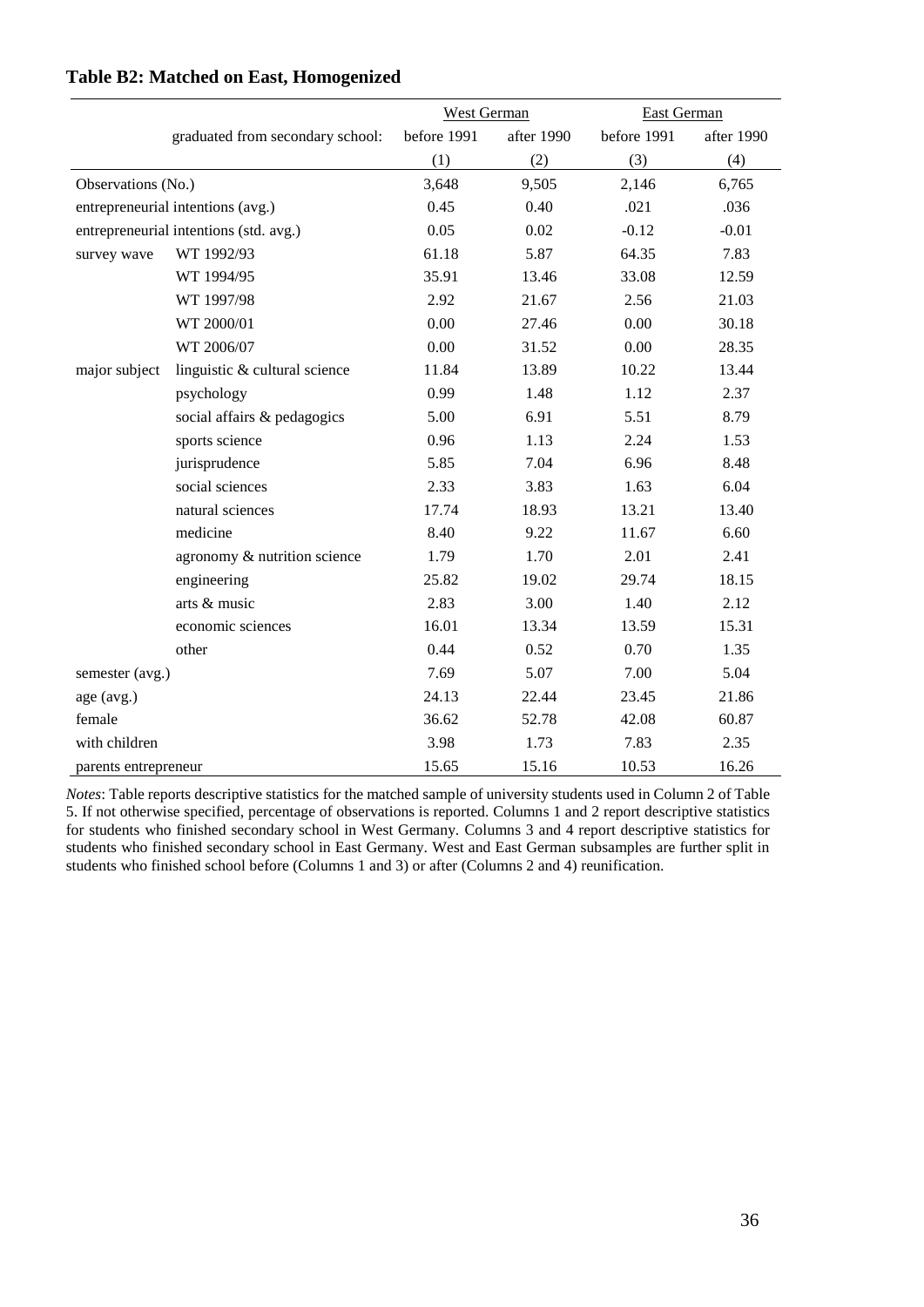**Table B2: Matched on East, Homogenized**

| | graduated from secondary school: | West German before 1991 | West German after 1990 | East German before 1991 | East German after 1990 |
|---|---|---|---|---|---|
| | | (1) | (2) | (3) | (4) |
| Observations (No.) | | 3,648 | 9,505 | 2,146 | 6,765 |
| entrepreneurial intentions (avg.) | | 0.45 | 0.40 | .021 | .036 |
| entrepreneurial intentions (std. avg.) | | 0.05 | 0.02 | -0.12 | -0.01 |
| survey wave | WT 1992/93 | 61.18 | 5.87 | 64.35 | 7.83 |
| | WT 1994/95 | 35.91 | 13.46 | 33.08 | 12.59 |
| | WT 1997/98 | 2.92 | 21.67 | 2.56 | 21.03 |
| | WT 2000/01 | 0.00 | 27.46 | 0.00 | 30.18 |
| | WT 2006/07 | 0.00 | 31.52 | 0.00 | 28.35 |
| major subject | linguistic & cultural science | 11.84 | 13.89 | 10.22 | 13.44 |
| | psychology | 0.99 | 1.48 | 1.12 | 2.37 |
| | social affairs & pedagogics | 5.00 | 6.91 | 5.51 | 8.79 |
| | sports science | 0.96 | 1.13 | 2.24 | 1.53 |
| | jurisprudence | 5.85 | 7.04 | 6.96 | 8.48 |
| | social sciences | 2.33 | 3.83 | 1.63 | 6.04 |
| | natural sciences | 17.74 | 18.93 | 13.21 | 13.40 |
| | medicine | 8.40 | 9.22 | 11.67 | 6.60 |
| | agronomy & nutrition science | 1.79 | 1.70 | 2.01 | 2.41 |
| | engineering | 25.82 | 19.02 | 29.74 | 18.15 |
| | arts & music | 2.83 | 3.00 | 1.40 | 2.12 |
| | economic sciences | 16.01 | 13.34 | 13.59 | 15.31 |
| | other | 0.44 | 0.52 | 0.70 | 1.35 |
| semester (avg.) | | 7.69 | 5.07 | 7.00 | 5.04 |
| age (avg.) | | 24.13 | 22.44 | 23.45 | 21.86 |
| female | | 36.62 | 52.78 | 42.08 | 60.87 |
| with children | | 3.98 | 1.73 | 7.83 | 2.35 |
| parents entrepreneur | | 15.65 | 15.16 | 10.53 | 16.26 |

*Notes*: Table reports descriptive statistics for the matched sample of university students used in Column 2 of Table 5. If not otherwise specified, percentage of observations is reported. Columns 1 and 2 report descriptive statistics for students who finished secondary school in West Germany. Columns 3 and 4 report descriptive statistics for students who finished secondary school in East Germany. West and East German subsamples are further split in students who finished school before (Columns 1 and 3) or after (Columns 2 and 4) reunification.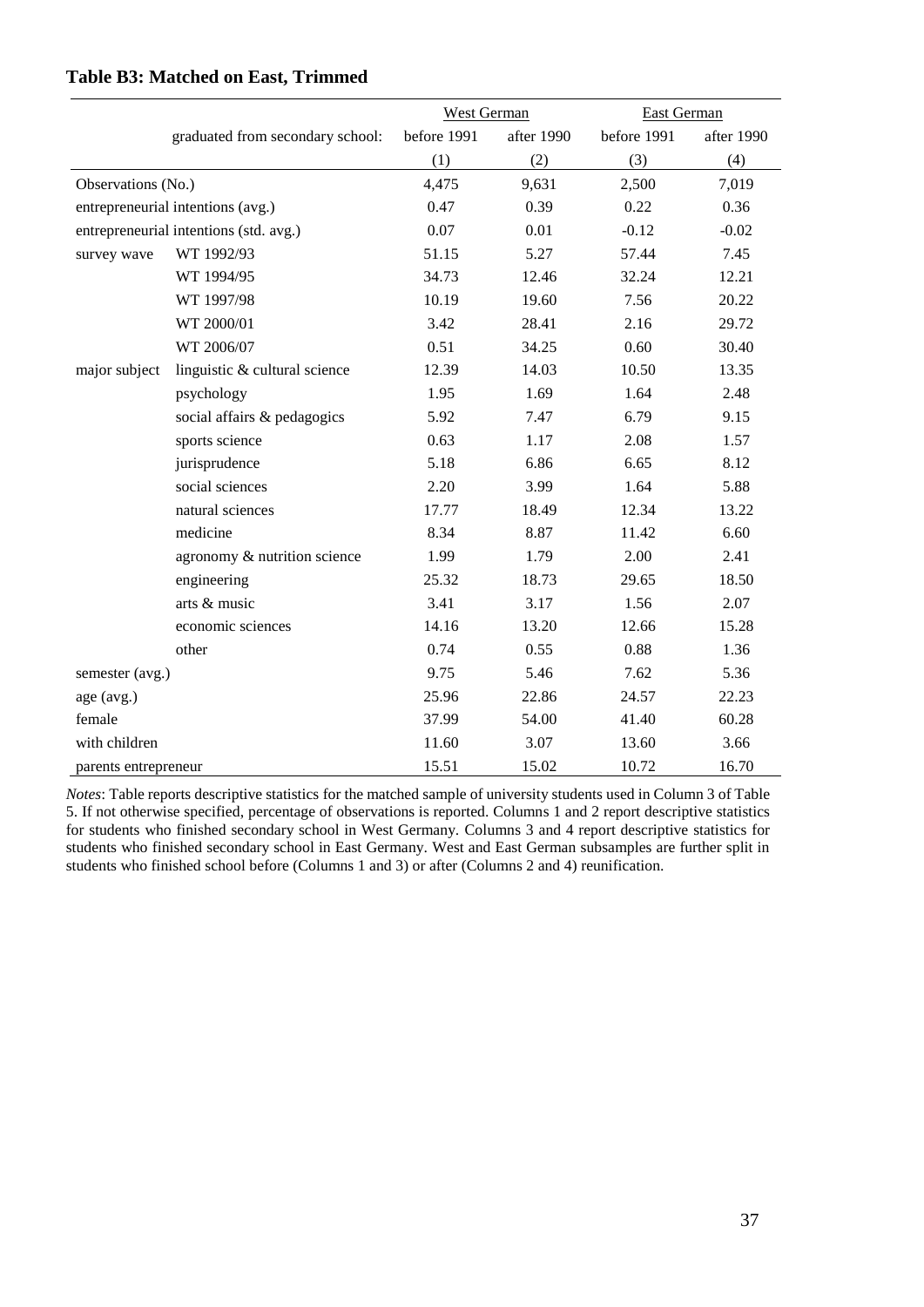**Table B3: Matched on East, Trimmed**

| | | West German | | East German | |
|---|---|---|---|---|---|
| | graduated from secondary school: | before 1991 | after 1990 | before 1991 | after 1990 |
| | | (1) | (2) | (3) | (4) |
| Observations (No.) | | 4,475 | 9,631 | 2,500 | 7,019 |
| entrepreneurial intentions (avg.) | | 0.47 | 0.39 | 0.22 | 0.36 |
| entrepreneurial intentions (std. avg.) | | 0.07 | 0.01 | -0.12 | -0.02 |
| survey wave | WT 1992/93 | 51.15 | 5.27 | 57.44 | 7.45 |
| | WT 1994/95 | 34.73 | 12.46 | 32.24 | 12.21 |
| | WT 1997/98 | 10.19 | 19.60 | 7.56 | 20.22 |
| | WT 2000/01 | 3.42 | 28.41 | 2.16 | 29.72 |
| | WT 2006/07 | 0.51 | 34.25 | 0.60 | 30.40 |
| major subject | linguistic & cultural science | 12.39 | 14.03 | 10.50 | 13.35 |
| | psychology | 1.95 | 1.69 | 1.64 | 2.48 |
| | social affairs & pedagogics | 5.92 | 7.47 | 6.79 | 9.15 |
| | sports science | 0.63 | 1.17 | 2.08 | 1.57 |
| | jurisprudence | 5.18 | 6.86 | 6.65 | 8.12 |
| | social sciences | 2.20 | 3.99 | 1.64 | 5.88 |
| | natural sciences | 17.77 | 18.49 | 12.34 | 13.22 |
| | medicine | 8.34 | 8.87 | 11.42 | 6.60 |
| | agronomy & nutrition science | 1.99 | 1.79 | 2.00 | 2.41 |
| | engineering | 25.32 | 18.73 | 29.65 | 18.50 |
| | arts & music | 3.41 | 3.17 | 1.56 | 2.07 |
| | economic sciences | 14.16 | 13.20 | 12.66 | 15.28 |
| | other | 0.74 | 0.55 | 0.88 | 1.36 |
| semester (avg.) | | 9.75 | 5.46 | 7.62 | 5.36 |
| age (avg.) | | 25.96 | 22.86 | 24.57 | 22.23 |
| female | | 37.99 | 54.00 | 41.40 | 60.28 |
| with children | | 11.60 | 3.07 | 13.60 | 3.66 |
| parents entrepreneur | | 15.51 | 15.02 | 10.72 | 16.70 |

*Notes*: Table reports descriptive statistics for the matched sample of university students used in Column 3 of Table 5. If not otherwise specified, percentage of observations is reported. Columns 1 and 2 report descriptive statistics for students who finished secondary school in West Germany. Columns 3 and 4 report descriptive statistics for students who finished secondary school in East Germany. West and East German subsamples are further split in students who finished school before (Columns 1 and 3) or after (Columns 2 and 4) reunification.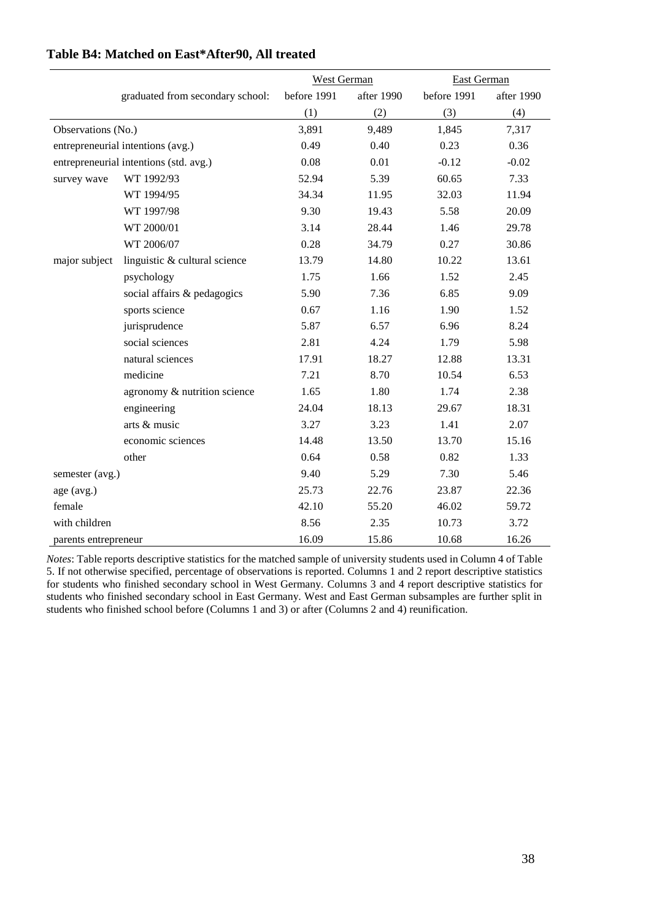**Table B4: Matched on East*After90, All treated**

| | | West German | | East German | |
|---|---|---|---|---|---|
| | graduated from secondary school: | before 1991 | after 1990 | before 1991 | after 1990 |
| | | (1) | (2) | (3) | (4) |
| Observations (No.) | | 3,891 | 9,489 | 1,845 | 7,317 |
| entrepreneurial intentions (avg.) | | 0.49 | 0.40 | 0.23 | 0.36 |
| entrepreneurial intentions (std. avg.) | | 0.08 | 0.01 | -0.12 | -0.02 |
| survey wave | WT 1992/93 | 52.94 | 5.39 | 60.65 | 7.33 |
| | WT 1994/95 | 34.34 | 11.95 | 32.03 | 11.94 |
| | WT 1997/98 | 9.30 | 19.43 | 5.58 | 20.09 |
| | WT 2000/01 | 3.14 | 28.44 | 1.46 | 29.78 |
| | WT 2006/07 | 0.28 | 34.79 | 0.27 | 30.86 |
| major subject | linguistic & cultural science | 13.79 | 14.80 | 10.22 | 13.61 |
| | psychology | 1.75 | 1.66 | 1.52 | 2.45 |
| | social affairs & pedagogics | 5.90 | 7.36 | 6.85 | 9.09 |
| | sports science | 0.67 | 1.16 | 1.90 | 1.52 |
| | jurisprudence | 5.87 | 6.57 | 6.96 | 8.24 |
| | social sciences | 2.81 | 4.24 | 1.79 | 5.98 |
| | natural sciences | 17.91 | 18.27 | 12.88 | 13.31 |
| | medicine | 7.21 | 8.70 | 10.54 | 6.53 |
| | agronomy & nutrition science | 1.65 | 1.80 | 1.74 | 2.38 |
| | engineering | 24.04 | 18.13 | 29.67 | 18.31 |
| | arts & music | 3.27 | 3.23 | 1.41 | 2.07 |
| | economic sciences | 14.48 | 13.50 | 13.70 | 15.16 |
| | other | 0.64 | 0.58 | 0.82 | 1.33 |
| semester (avg.) | | 9.40 | 5.29 | 7.30 | 5.46 |
| age (avg.) | | 25.73 | 22.76 | 23.87 | 22.36 |
| female | | 42.10 | 55.20 | 46.02 | 59.72 |
| with children | | 8.56 | 2.35 | 10.73 | 3.72 |
| parents entrepreneur | | 16.09 | 15.86 | 10.68 | 16.26 |

*Notes*: Table reports descriptive statistics for the matched sample of university students used in Column 4 of Table 5. If not otherwise specified, percentage of observations is reported. Columns 1 and 2 report descriptive statistics for students who finished secondary school in West Germany. Columns 3 and 4 report descriptive statistics for students who finished secondary school in East Germany. West and East German subsamples are further split in students who finished school before (Columns 1 and 3) or after (Columns 2 and 4) reunification.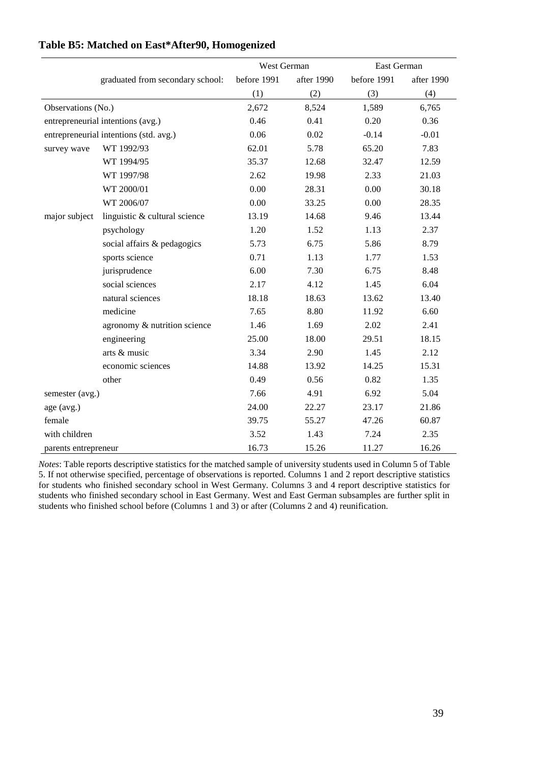**Table B5: Matched on East*After90, Homogenized**

| | | West German | | East German | |
|---|---|---|---|---|---|
| | graduated from secondary school: | before 1991 | after 1990 | before 1991 | after 1990 |
| | | (1) | (2) | (3) | (4) |
| Observations (No.) | | 2,672 | 8,524 | 1,589 | 6,765 |
| entrepreneurial intentions (avg.) | | 0.46 | 0.41 | 0.20 | 0.36 |
| entrepreneurial intentions (std. avg.) | | 0.06 | 0.02 | -0.14 | -0.01 |
| survey wave | WT 1992/93 | 62.01 | 5.78 | 65.20 | 7.83 |
| | WT 1994/95 | 35.37 | 12.68 | 32.47 | 12.59 |
| | WT 1997/98 | 2.62 | 19.98 | 2.33 | 21.03 |
| | WT 2000/01 | 0.00 | 28.31 | 0.00 | 30.18 |
| | WT 2006/07 | 0.00 | 33.25 | 0.00 | 28.35 |
| major subject | linguistic & cultural science | 13.19 | 14.68 | 9.46 | 13.44 |
| | psychology | 1.20 | 1.52 | 1.13 | 2.37 |
| | social affairs & pedagogics | 5.73 | 6.75 | 5.86 | 8.79 |
| | sports science | 0.71 | 1.13 | 1.77 | 1.53 |
| | jurisprudence | 6.00 | 7.30 | 6.75 | 8.48 |
| | social sciences | 2.17 | 4.12 | 1.45 | 6.04 |
| | natural sciences | 18.18 | 18.63 | 13.62 | 13.40 |
| | medicine | 7.65 | 8.80 | 11.92 | 6.60 |
| | agronomy & nutrition science | 1.46 | 1.69 | 2.02 | 2.41 |
| | engineering | 25.00 | 18.00 | 29.51 | 18.15 |
| | arts & music | 3.34 | 2.90 | 1.45 | 2.12 |
| | economic sciences | 14.88 | 13.92 | 14.25 | 15.31 |
| | other | 0.49 | 0.56 | 0.82 | 1.35 |
| semester (avg.) | | 7.66 | 4.91 | 6.92 | 5.04 |
| age (avg.) | | 24.00 | 22.27 | 23.17 | 21.86 |
| female | | 39.75 | 55.27 | 47.26 | 60.87 |
| with children | | 3.52 | 1.43 | 7.24 | 2.35 |
| parents entrepreneur | | 16.73 | 15.26 | 11.27 | 16.26 |

*Notes*: Table reports descriptive statistics for the matched sample of university students used in Column 5 of Table 5. If not otherwise specified, percentage of observations is reported. Columns 1 and 2 report descriptive statistics for students who finished secondary school in West Germany. Columns 3 and 4 report descriptive statistics for students who finished secondary school in East Germany. West and East German subsamples are further split in students who finished school before (Columns 1 and 3) or after (Columns 2 and 4) reunification.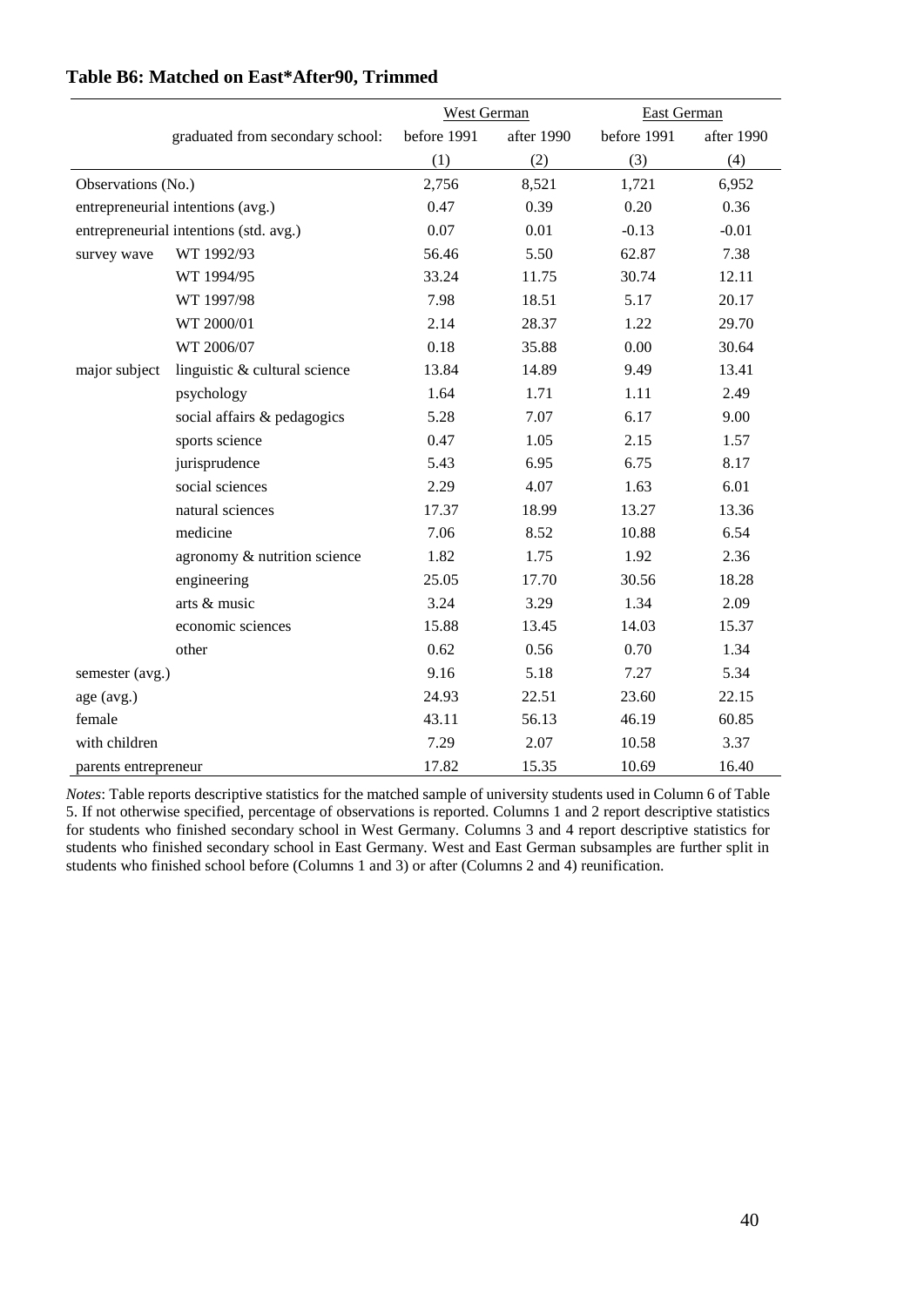**Table B6: Matched on East*After90, Trimmed**

| | | West German | | East German | |
|---|---|---|---|---|---|
| | graduated from secondary school: | before 1991 | after 1990 | before 1991 | after 1990 |
| | | (1) | (2) | (3) | (4) |
| Observations (No.) | | 2,756 | 8,521 | 1,721 | 6,952 |
| entrepreneurial intentions (avg.) | | 0.47 | 0.39 | 0.20 | 0.36 |
| entrepreneurial intentions (std. avg.) | | 0.07 | 0.01 | -0.13 | -0.01 |
| survey wave | WT 1992/93 | 56.46 | 5.50 | 62.87 | 7.38 |
| | WT 1994/95 | 33.24 | 11.75 | 30.74 | 12.11 |
| | WT 1997/98 | 7.98 | 18.51 | 5.17 | 20.17 |
| | WT 2000/01 | 2.14 | 28.37 | 1.22 | 29.70 |
| | WT 2006/07 | 0.18 | 35.88 | 0.00 | 30.64 |
| major subject | linguistic & cultural science | 13.84 | 14.89 | 9.49 | 13.41 |
| | psychology | 1.64 | 1.71 | 1.11 | 2.49 |
| | social affairs & pedagogics | 5.28 | 7.07 | 6.17 | 9.00 |
| | sports science | 0.47 | 1.05 | 2.15 | 1.57 |
| | jurisprudence | 5.43 | 6.95 | 6.75 | 8.17 |
| | social sciences | 2.29 | 4.07 | 1.63 | 6.01 |
| | natural sciences | 17.37 | 18.99 | 13.27 | 13.36 |
| | medicine | 7.06 | 8.52 | 10.88 | 6.54 |
| | agronomy & nutrition science | 1.82 | 1.75 | 1.92 | 2.36 |
| | engineering | 25.05 | 17.70 | 30.56 | 18.28 |
| | arts & music | 3.24 | 3.29 | 1.34 | 2.09 |
| | economic sciences | 15.88 | 13.45 | 14.03 | 15.37 |
| | other | 0.62 | 0.56 | 0.70 | 1.34 |
| semester (avg.) | | 9.16 | 5.18 | 7.27 | 5.34 |
| age (avg.) | | 24.93 | 22.51 | 23.60 | 22.15 |
| female | | 43.11 | 56.13 | 46.19 | 60.85 |
| with children | | 7.29 | 2.07 | 10.58 | 3.37 |
| parents entrepreneur | | 17.82 | 15.35 | 10.69 | 16.40 |

*Notes*: Table reports descriptive statistics for the matched sample of university students used in Column 6 of Table 5. If not otherwise specified, percentage of observations is reported. Columns 1 and 2 report descriptive statistics for students who finished secondary school in West Germany. Columns 3 and 4 report descriptive statistics for students who finished secondary school in East Germany. West and East German subsamples are further split in students who finished school before (Columns 1 and 3) or after (Columns 2 and 4) reunification.